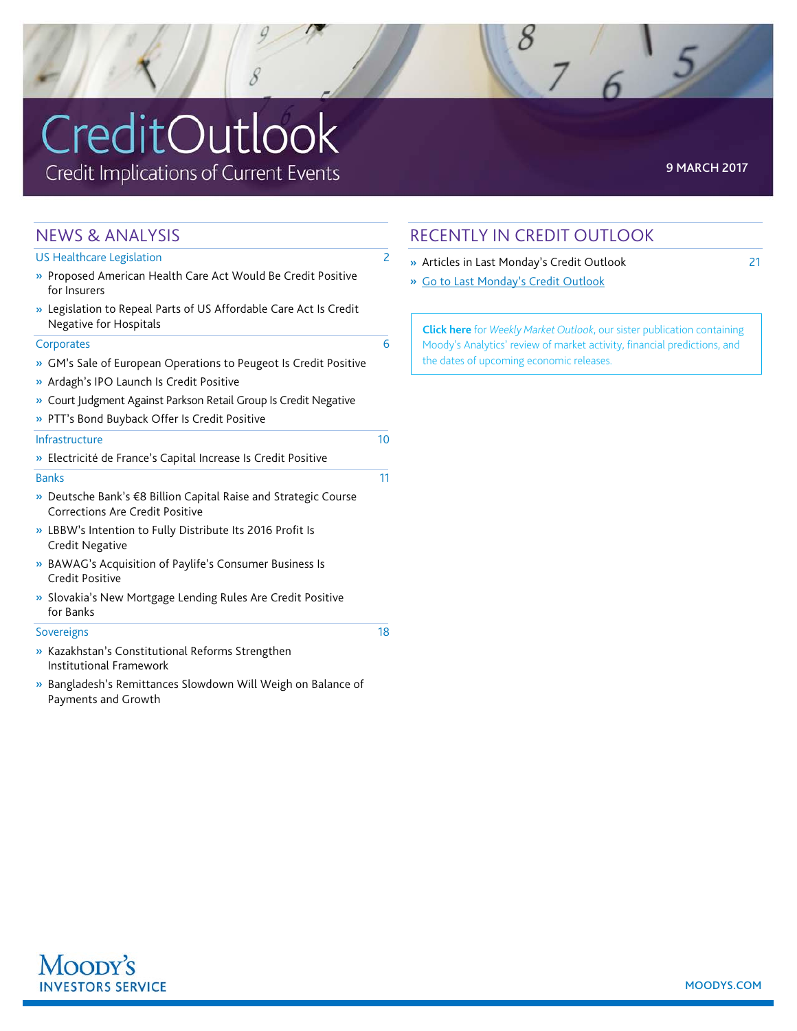# CreditOutlook

Credit Implications of Current Events

9 MARCH 2017

## NEWS & ANALYSIS

### US Healthcare Legislation 2

- » Proposed American Health Care Act Would Be Credit Positive for Insurers
- » Legislation to Repeal Parts of US Affordable Care Act Is Credit Negative for Hospitals

### Corporates 6

- » GM's Sale of European Operations to Peugeot Is Credit Positive
- » Ardagh's IPO Launch Is Credit Positive
- » Court Judgment Against Parkson Retail Group Is Credit Negative
- » PTT's Bond Buyback Offer Is Credit Positive

### Infrastructure 10

- » Electricité de France's Capital Increase Is Credit Positive

### Banks 11

- » Deutsche Bank's €8 Billion Capital Raise and Strategic Course Corrections Are Credit Positive
- » LBBW's Intention to Fully Distribute Its 2016 Profit Is Credit Negative
- » BAWAG's Acquisition of Paylife's Consumer Business Is Credit Positive
- » Slovakia's New Mortgage Lending Rules Are Credit Positive for Banks

### Sovereigns 18

- » Kazakhstan's Constitutional Reforms Strengthen Institutional Framework
- » Bangladesh's Remittances Slowdown Will Weigh on Balance of Payments and Growth

## RECENTLY IN CREDIT OUTLOOK

- » Articles in Last Monday's Credit Outlook 21
- » Go to Last Monday's Credit Outlook

**Click here** for *Weekly Market Outlook*, our sister publication containing Moody's Analytics' review of market activity, financial predictions, and the dates of upcoming economic releases.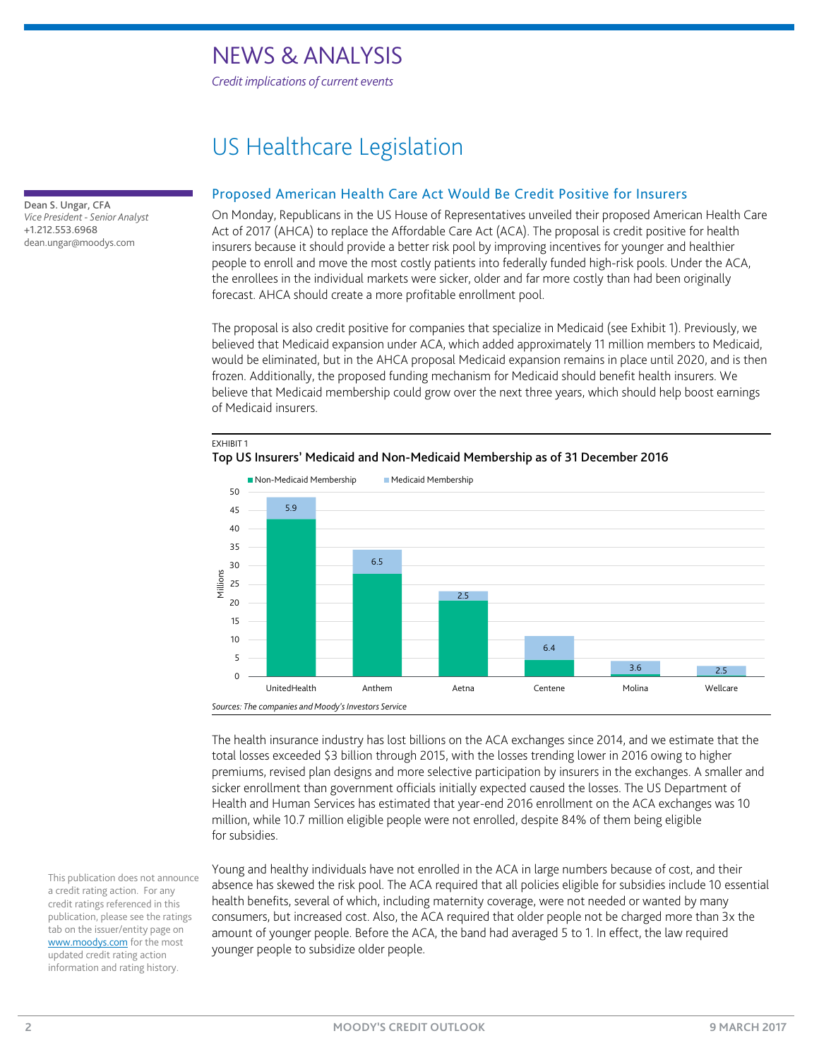# NEWS & ANALYSIS

*Credit implications of current events*

## US Healthcare Legislation

**Dean S. Ungar, CFA**
*Vice President - Senior Analyst*
+1.212.553.6968
dean.ungar@moodys.com

### Proposed American Health Care Act Would Be Credit Positive for Insurers

On Monday, Republicans in the US House of Representatives unveiled their proposed American Health Care Act of 2017 (AHCA) to replace the Affordable Care Act (ACA). The proposal is credit positive for health insurers because it should provide a better risk pool by improving incentives for younger and healthier people to enroll and move the most costly patients into federally funded high-risk pools. Under the ACA, the enrollees in the individual markets were sicker, older and far more costly than had been originally forecast. AHCA should create a more profitable enrollment pool.

The proposal is also credit positive for companies that specialize in Medicaid (see Exhibit 1). Previously, we believed that Medicaid expansion under ACA, which added approximately 11 million members to Medicaid, would be eliminated, but in the AHCA proposal Medicaid expansion remains in place until 2020, and is then frozen. Additionally, the proposed funding mechanism for Medicaid should benefit health insurers. We believe that Medicaid membership could grow over the next three years, which should help boost earnings of Medicaid insurers.

EXHIBIT 1
**Top US Insurers' Medicaid and Non-Medicaid Membership as of 31 December 2016**

| Millions | Medicaid Membership |
|---|---|
| UnitedHealth | 5.9 |
| Anthem | 6.5 |
| Aetna | 2.5 |
| Centene | 6.4 |
| Molina | 3.6 |
| Wellcare | 2.5 |

*Sources: The companies and Moody's Investors Service*

The health insurance industry has lost billions on the ACA exchanges since 2014, and we estimate that the total losses exceeded $3 billion through 2015, with the losses trending lower in 2016 owing to higher premiums, revised plan designs and more selective participation by insurers in the exchanges. A smaller and sicker enrollment than government officials initially expected caused the losses. The US Department of Health and Human Services has estimated that year-end 2016 enrollment on the ACA exchanges was 10 million, while 10.7 million eligible people were not enrolled, despite 84% of them being eligible for subsidies.

Young and healthy individuals have not enrolled in the ACA in large numbers because of cost, and their absence has skewed the risk pool. The ACA required that all policies eligible for subsidies include 10 essential health benefits, several of which, including maternity coverage, were not needed or wanted by many consumers, but increased cost. Also, the ACA required that older people not be charged more than 3x the amount of younger people. Before the ACA, the band had averaged 5 to 1. In effect, the law required younger people to subsidize older people.

This publication does not announce a credit rating action. For any credit ratings referenced in this publication, please see the ratings tab on the issuer/entity page on www.moodys.com for the most updated credit rating action information and rating history.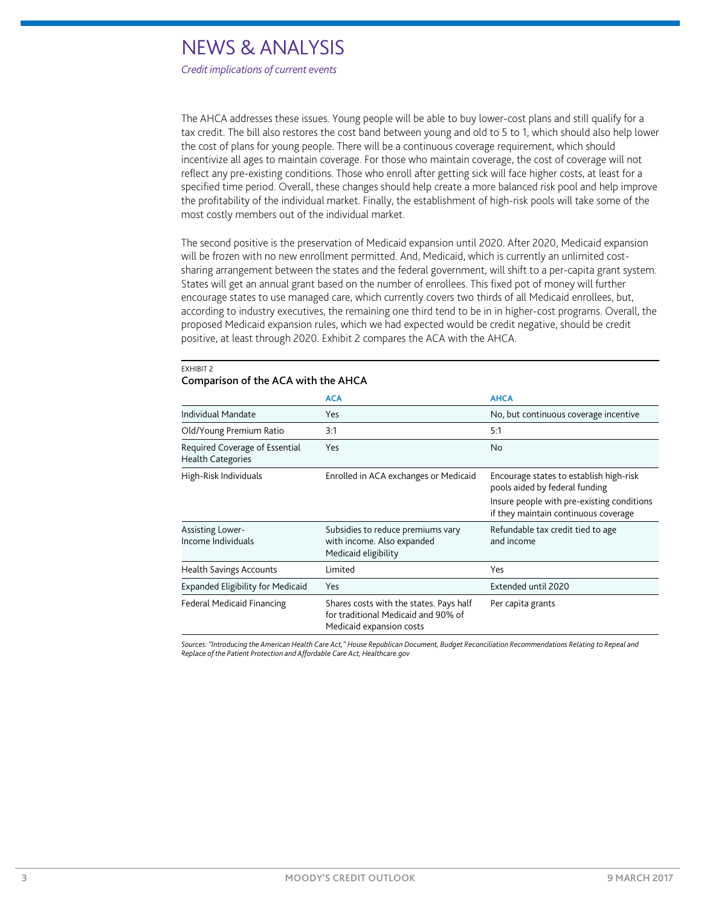The AHCA addresses these issues. Young people will be able to buy lower-cost plans and still qualify for a tax credit. The bill also restores the cost band between young and old to 5 to 1, which should also help lower the cost of plans for young people. There will be a continuous coverage requirement, which should incentivize all ages to maintain coverage. For those who maintain coverage, the cost of coverage will not reflect any pre-existing conditions. Those who enroll after getting sick will face higher costs, at least for a specified time period. Overall, these changes should help create a more balanced risk pool and help improve the profitability of the individual market. Finally, the establishment of high-risk pools will take some of the most costly members out of the individual market.

The second positive is the preservation of Medicaid expansion until 2020. After 2020, Medicaid expansion will be frozen with no new enrollment permitted. And, Medicaid, which is currently an unlimited cost-sharing arrangement between the states and the federal government, will shift to a per-capita grant system. States will get an annual grant based on the number of enrollees. This fixed pot of money will further encourage states to use managed care, which currently covers two thirds of all Medicaid enrollees, but, according to industry executives, the remaining one third tend to be in in higher-cost programs. Overall, the proposed Medicaid expansion rules, which we had expected would be credit negative, should be credit positive, at least through 2020. Exhibit 2 compares the ACA with the AHCA.

EXHIBIT 2
**Comparison of the ACA with the AHCA**

| | ACA | AHCA |
|---|---|---|
| Individual Mandate | Yes | No, but continuous coverage incentive |
| Old/Young Premium Ratio | 3:1 | 5:1 |
| Required Coverage of Essential Health Categories | Yes | No |
| High-Risk Individuals | Enrolled in ACA exchanges or Medicaid | Encourage states to establish high-risk pools aided by federal funding<br>Insure people with pre-existing conditions if they maintain continuous coverage |
| Assisting Lower-Income Individuals | Subsidies to reduce premiums vary with income. Also expanded Medicaid eligibility | Refundable tax credit tied to age and income |
| Health Savings Accounts | Limited | Yes |
| Expanded Eligibility for Medicaid | Yes | Extended until 2020 |
| Federal Medicaid Financing | Shares costs with the states. Pays half for traditional Medicaid and 90% of Medicaid expansion costs | Per capita grants |

*Sources: "Introducing the American Health Care Act," House Republican Document, Budget Reconciliation Recommendations Relating to Repeal and Replace of the Patient Protection and Affordable Care Act, Healthcare.gov*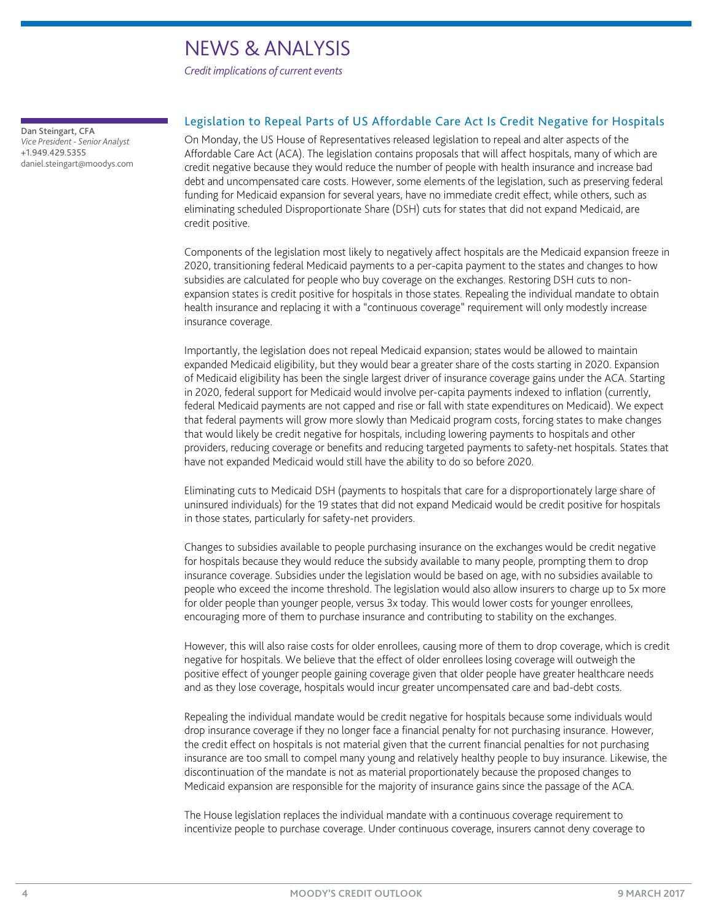# NEWS & ANALYSIS

*Credit implications of current events*

## Legislation to Repeal Parts of US Affordable Care Act Is Credit Negative for Hospitals

**Dan Steingart, CFA**
*Vice President - Senior Analyst*
+1.949.429.5355
daniel.steingart@moodys.com

On Monday, the US House of Representatives released legislation to repeal and alter aspects of the Affordable Care Act (ACA). The legislation contains proposals that will affect hospitals, many of which are credit negative because they would reduce the number of people with health insurance and increase bad debt and uncompensated care costs. However, some elements of the legislation, such as preserving federal funding for Medicaid expansion for several years, have no immediate credit effect, while others, such as eliminating scheduled Disproportionate Share (DSH) cuts for states that did not expand Medicaid, are credit positive.

Components of the legislation most likely to negatively affect hospitals are the Medicaid expansion freeze in 2020, transitioning federal Medicaid payments to a per-capita payment to the states and changes to how subsidies are calculated for people who buy coverage on the exchanges. Restoring DSH cuts to non-expansion states is credit positive for hospitals in those states. Repealing the individual mandate to obtain health insurance and replacing it with a "continuous coverage" requirement will only modestly increase insurance coverage.

Importantly, the legislation does not repeal Medicaid expansion; states would be allowed to maintain expanded Medicaid eligibility, but they would bear a greater share of the costs starting in 2020. Expansion of Medicaid eligibility has been the single largest driver of insurance coverage gains under the ACA. Starting in 2020, federal support for Medicaid would involve per-capita payments indexed to inflation (currently, federal Medicaid payments are not capped and rise or fall with state expenditures on Medicaid). We expect that federal payments will grow more slowly than Medicaid program costs, forcing states to make changes that would likely be credit negative for hospitals, including lowering payments to hospitals and other providers, reducing coverage or benefits and reducing targeted payments to safety-net hospitals. States that have not expanded Medicaid would still have the ability to do so before 2020.

Eliminating cuts to Medicaid DSH (payments to hospitals that care for a disproportionately large share of uninsured individuals) for the 19 states that did not expand Medicaid would be credit positive for hospitals in those states, particularly for safety-net providers.

Changes to subsidies available to people purchasing insurance on the exchanges would be credit negative for hospitals because they would reduce the subsidy available to many people, prompting them to drop insurance coverage. Subsidies under the legislation would be based on age, with no subsidies available to people who exceed the income threshold. The legislation would also allow insurers to charge up to 5x more for older people than younger people, versus 3x today. This would lower costs for younger enrollees, encouraging more of them to purchase insurance and contributing to stability on the exchanges.

However, this will also raise costs for older enrollees, causing more of them to drop coverage, which is credit negative for hospitals. We believe that the effect of older enrollees losing coverage will outweigh the positive effect of younger people gaining coverage given that older people have greater healthcare needs and as they lose coverage, hospitals would incur greater uncompensated care and bad-debt costs.

Repealing the individual mandate would be credit negative for hospitals because some individuals would drop insurance coverage if they no longer face a financial penalty for not purchasing insurance. However, the credit effect on hospitals is not material given that the current financial penalties for not purchasing insurance are too small to compel many young and relatively healthy people to buy insurance. Likewise, the discontinuation of the mandate is not as material proportionately because the proposed changes to Medicaid expansion are responsible for the majority of insurance gains since the passage of the ACA.

The House legislation replaces the individual mandate with a continuous coverage requirement to incentivize people to purchase coverage. Under continuous coverage, insurers cannot deny coverage to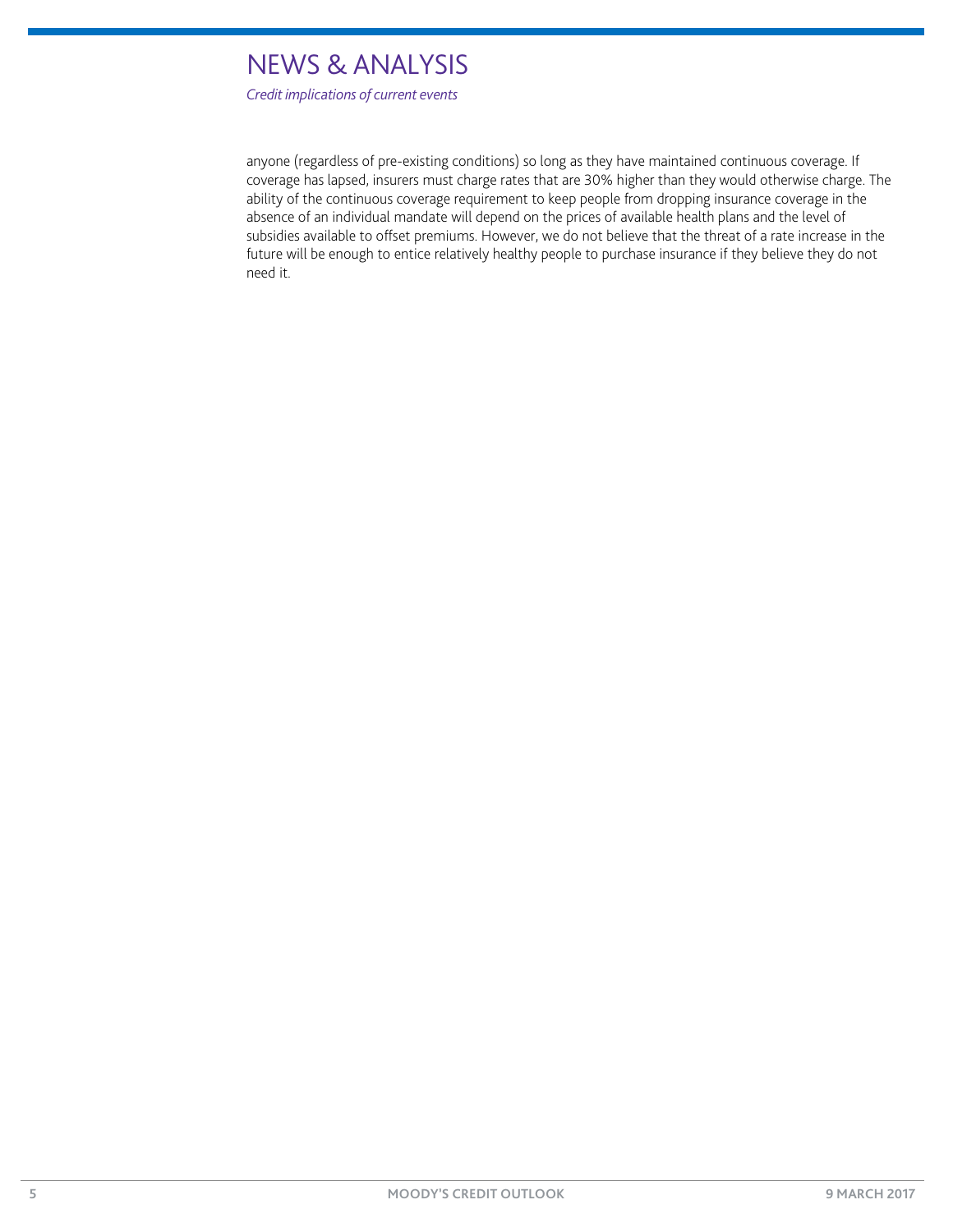anyone (regardless of pre-existing conditions) so long as they have maintained continuous coverage. If coverage has lapsed, insurers must charge rates that are 30% higher than they would otherwise charge. The ability of the continuous coverage requirement to keep people from dropping insurance coverage in the absence of an individual mandate will depend on the prices of available health plans and the level of subsidies available to offset premiums. However, we do not believe that the threat of a rate increase in the future will be enough to entice relatively healthy people to purchase insurance if they believe they do not need it.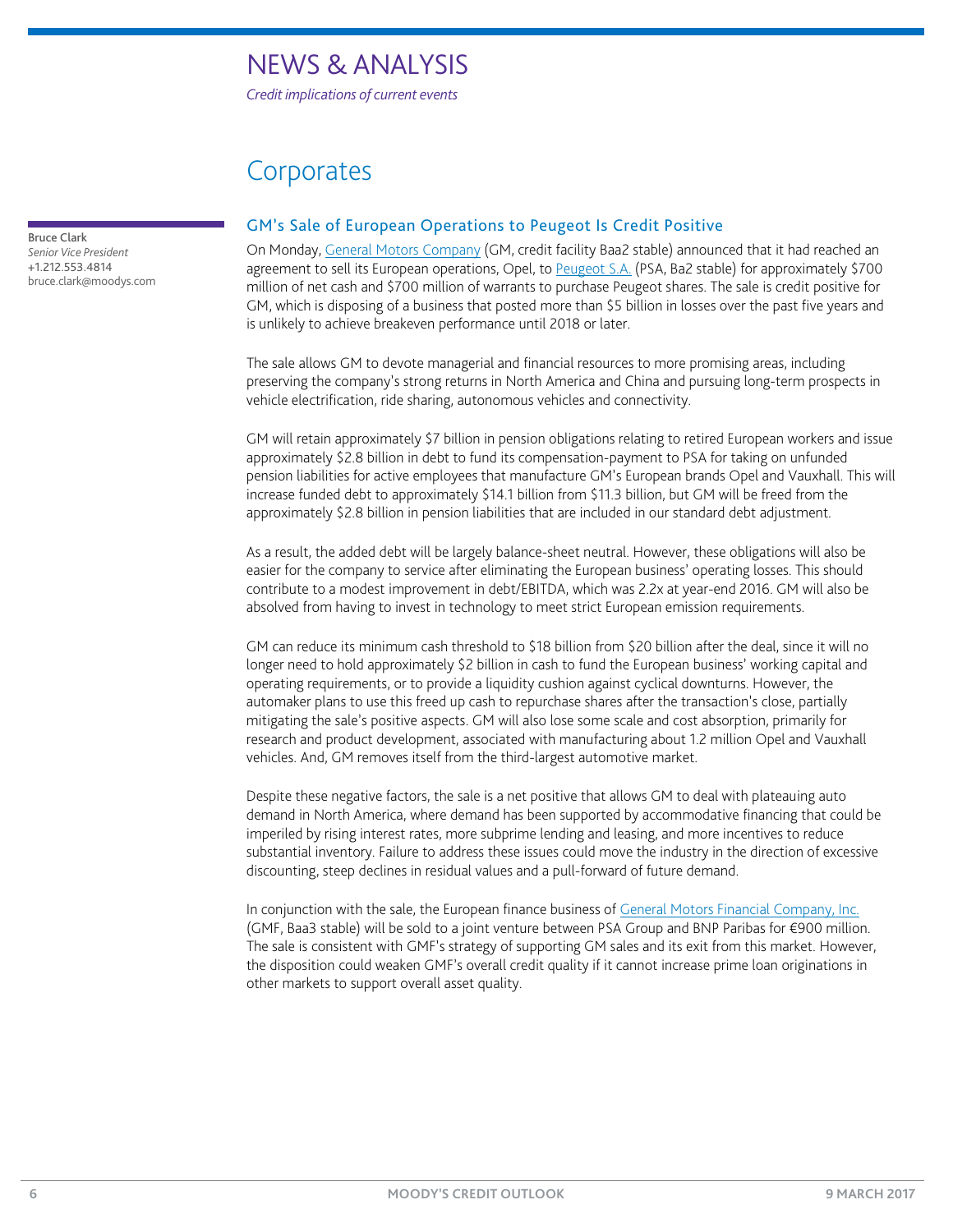# NEWS & ANALYSIS

*Credit implications of current events*

## Corporates

**Bruce Clark**
*Senior Vice President*
+1.212.553.4814
bruce.clark@moodys.com

### GM's Sale of European Operations to Peugeot Is Credit Positive

On Monday, General Motors Company (GM, credit facility Baa2 stable) announced that it had reached an agreement to sell its European operations, Opel, to Peugeot S.A. (PSA, Ba2 stable) for approximately $700 million of net cash and $700 million of warrants to purchase Peugeot shares. The sale is credit positive for GM, which is disposing of a business that posted more than $5 billion in losses over the past five years and is unlikely to achieve breakeven performance until 2018 or later.

The sale allows GM to devote managerial and financial resources to more promising areas, including preserving the company's strong returns in North America and China and pursuing long-term prospects in vehicle electrification, ride sharing, autonomous vehicles and connectivity.

GM will retain approximately $7 billion in pension obligations relating to retired European workers and issue approximately $2.8 billion in debt to fund its compensation-payment to PSA for taking on unfunded pension liabilities for active employees that manufacture GM's European brands Opel and Vauxhall. This will increase funded debt to approximately $14.1 billion from $11.3 billion, but GM will be freed from the approximately $2.8 billion in pension liabilities that are included in our standard debt adjustment.

As a result, the added debt will be largely balance-sheet neutral. However, these obligations will also be easier for the company to service after eliminating the European business' operating losses. This should contribute to a modest improvement in debt/EBITDA, which was 2.2x at year-end 2016. GM will also be absolved from having to invest in technology to meet strict European emission requirements.

GM can reduce its minimum cash threshold to $18 billion from $20 billion after the deal, since it will no longer need to hold approximately $2 billion in cash to fund the European business' working capital and operating requirements, or to provide a liquidity cushion against cyclical downturns. However, the automaker plans to use this freed up cash to repurchase shares after the transaction's close, partially mitigating the sale's positive aspects. GM will also lose some scale and cost absorption, primarily for research and product development, associated with manufacturing about 1.2 million Opel and Vauxhall vehicles. And, GM removes itself from the third-largest automotive market.

Despite these negative factors, the sale is a net positive that allows GM to deal with plateauing auto demand in North America, where demand has been supported by accommodative financing that could be imperiled by rising interest rates, more subprime lending and leasing, and more incentives to reduce substantial inventory. Failure to address these issues could move the industry in the direction of excessive discounting, steep declines in residual values and a pull-forward of future demand.

In conjunction with the sale, the European finance business of General Motors Financial Company, Inc. (GMF, Baa3 stable) will be sold to a joint venture between PSA Group and BNP Paribas for €900 million. The sale is consistent with GMF's strategy of supporting GM sales and its exit from this market. However, the disposition could weaken GMF's overall credit quality if it cannot increase prime loan originations in other markets to support overall asset quality.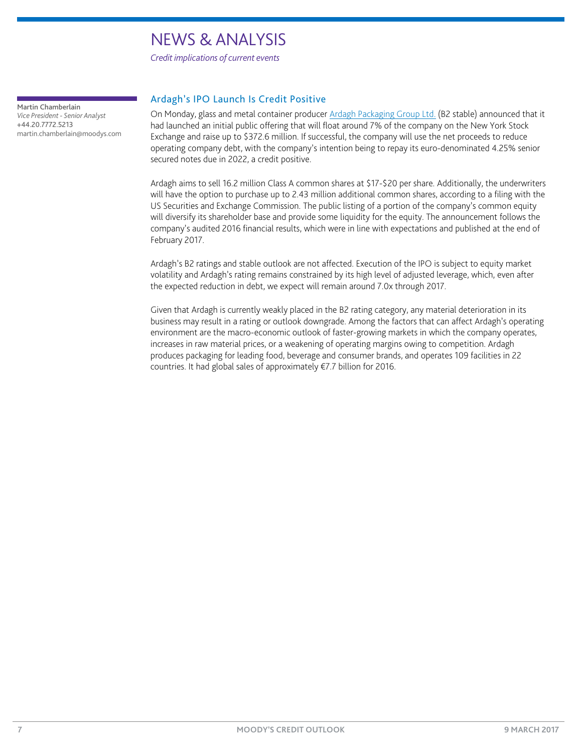# NEWS & ANALYSIS

*Credit implications of current events*

## Ardagh's IPO Launch Is Credit Positive

**Martin Chamberlain**
*Vice President - Senior Analyst*
+44.20.7772.5213
martin.chamberlain@moodys.com

On Monday, glass and metal container producer Ardagh Packaging Group Ltd. (B2 stable) announced that it had launched an initial public offering that will float around 7% of the company on the New York Stock Exchange and raise up to $372.6 million. If successful, the company will use the net proceeds to reduce operating company debt, with the company's intention being to repay its euro-denominated 4.25% senior secured notes due in 2022, a credit positive.

Ardagh aims to sell 16.2 million Class A common shares at $17-$20 per share. Additionally, the underwriters will have the option to purchase up to 2.43 million additional common shares, according to a filing with the US Securities and Exchange Commission. The public listing of a portion of the company's common equity will diversify its shareholder base and provide some liquidity for the equity. The announcement follows the company's audited 2016 financial results, which were in line with expectations and published at the end of February 2017.

Ardagh's B2 ratings and stable outlook are not affected. Execution of the IPO is subject to equity market volatility and Ardagh's rating remains constrained by its high level of adjusted leverage, which, even after the expected reduction in debt, we expect will remain around 7.0x through 2017.

Given that Ardagh is currently weakly placed in the B2 rating category, any material deterioration in its business may result in a rating or outlook downgrade. Among the factors that can affect Ardagh's operating environment are the macro-economic outlook of faster-growing markets in which the company operates, increases in raw material prices, or a weakening of operating margins owing to competition. Ardagh produces packaging for leading food, beverage and consumer brands, and operates 109 facilities in 22 countries. It had global sales of approximately €7.7 billion for 2016.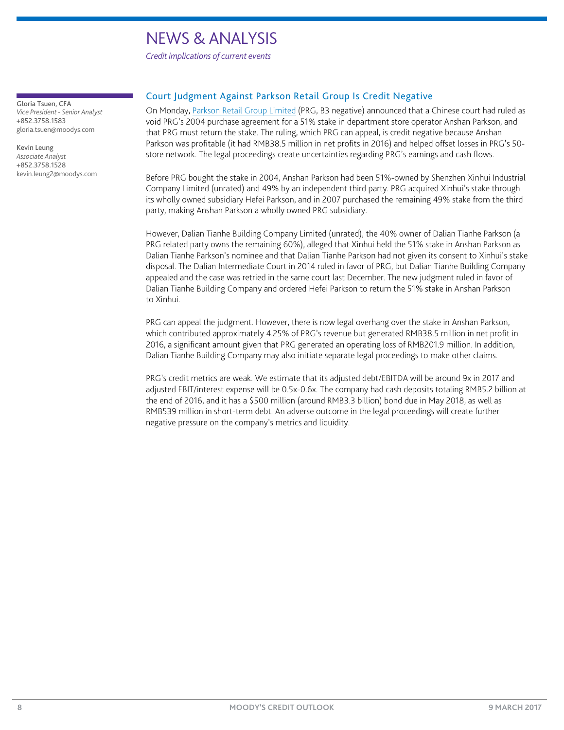# NEWS & ANALYSIS

*Credit implications of current events*

## Court Judgment Against Parkson Retail Group Is Credit Negative

**Gloria Tsuen, CFA**
*Vice President - Senior Analyst*
+852.3758.1583
gloria.tsuen@moodys.com

**Kevin Leung**
*Associate Analyst*
+852.3758.1528
kevin.leung2@moodys.com

On Monday, Parkson Retail Group Limited (PRG, B3 negative) announced that a Chinese court had ruled as void PRG's 2004 purchase agreement for a 51% stake in department store operator Anshan Parkson, and that PRG must return the stake. The ruling, which PRG can appeal, is credit negative because Anshan Parkson was profitable (it had RMB38.5 million in net profits in 2016) and helped offset losses in PRG's 50-store network. The legal proceedings create uncertainties regarding PRG's earnings and cash flows.

Before PRG bought the stake in 2004, Anshan Parkson had been 51%-owned by Shenzhen Xinhui Industrial Company Limited (unrated) and 49% by an independent third party. PRG acquired Xinhui's stake through its wholly owned subsidiary Hefei Parkson, and in 2007 purchased the remaining 49% stake from the third party, making Anshan Parkson a wholly owned PRG subsidiary.

However, Dalian Tianhe Building Company Limited (unrated), the 40% owner of Dalian Tianhe Parkson (a PRG related party owns the remaining 60%), alleged that Xinhui held the 51% stake in Anshan Parkson as Dalian Tianhe Parkson's nominee and that Dalian Tianhe Parkson had not given its consent to Xinhui's stake disposal. The Dalian Intermediate Court in 2014 ruled in favor of PRG, but Dalian Tianhe Building Company appealed and the case was retried in the same court last December. The new judgment ruled in favor of Dalian Tianhe Building Company and ordered Hefei Parkson to return the 51% stake in Anshan Parkson to Xinhui.

PRG can appeal the judgment. However, there is now legal overhang over the stake in Anshan Parkson, which contributed approximately 4.25% of PRG's revenue but generated RMB38.5 million in net profit in 2016, a significant amount given that PRG generated an operating loss of RMB201.9 million. In addition, Dalian Tianhe Building Company may also initiate separate legal proceedings to make other claims.

PRG's credit metrics are weak. We estimate that its adjusted debt/EBITDA will be around 9x in 2017 and adjusted EBIT/interest expense will be 0.5x-0.6x. The company had cash deposits totaling RMB5.2 billion at the end of 2016, and it has a $500 million (around RMB3.3 billion) bond due in May 2018, as well as RMB539 million in short-term debt. An adverse outcome in the legal proceedings will create further negative pressure on the company's metrics and liquidity.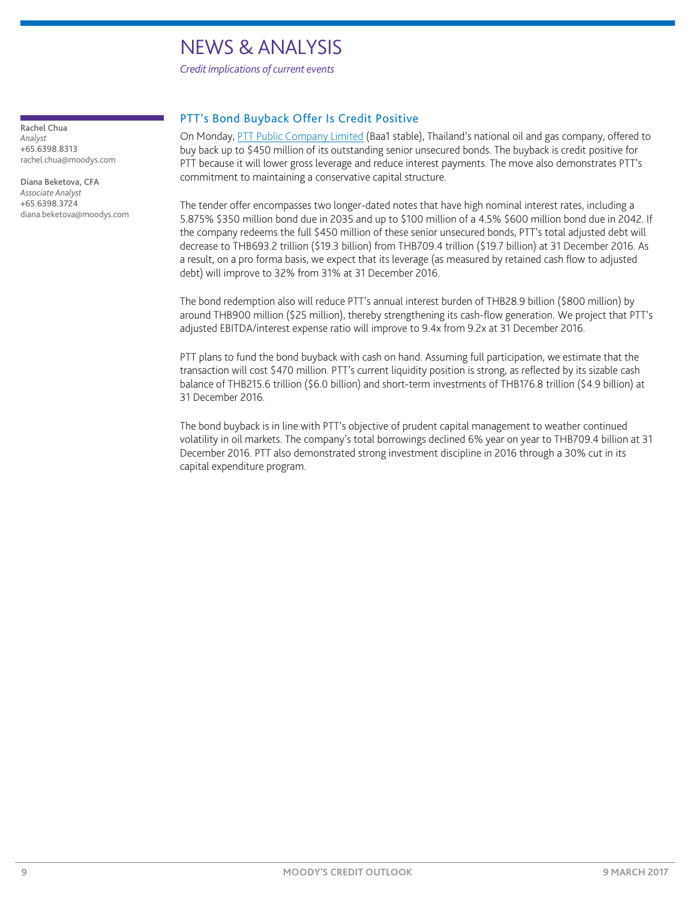# NEWS & ANALYSIS

*Credit implications of current events*

**Rachel Chua**
*Analyst*
+65.6398.8313
rachel.chua@moodys.com

**Diana Beketova, CFA**
*Associate Analyst*
+65.6398.3724
diana.beketova@moodys.com

## PTT's Bond Buyback Offer Is Credit Positive

On Monday, PTT Public Company Limited (Baa1 stable), Thailand's national oil and gas company, offered to buy back up to $450 million of its outstanding senior unsecured bonds. The buyback is credit positive for PTT because it will lower gross leverage and reduce interest payments. The move also demonstrates PTT's commitment to maintaining a conservative capital structure.

The tender offer encompasses two longer-dated notes that have high nominal interest rates, including a 5.875% $350 million bond due in 2035 and up to $100 million of a 4.5% $600 million bond due in 2042. If the company redeems the full $450 million of these senior unsecured bonds, PTT's total adjusted debt will decrease to THB693.2 trillion ($19.3 billion) from THB709.4 trillion ($19.7 billion) at 31 December 2016. As a result, on a pro forma basis, we expect that its leverage (as measured by retained cash flow to adjusted debt) will improve to 32% from 31% at 31 December 2016.

The bond redemption also will reduce PTT's annual interest burden of THB28.9 billion ($800 million) by around THB900 million ($25 million), thereby strengthening its cash-flow generation. We project that PTT's adjusted EBITDA/interest expense ratio will improve to 9.4x from 9.2x at 31 December 2016.

PTT plans to fund the bond buyback with cash on hand. Assuming full participation, we estimate that the transaction will cost $470 million. PTT's current liquidity position is strong, as reflected by its sizable cash balance of THB215.6 trillion ($6.0 billion) and short-term investments of THB176.8 trillion ($4.9 billion) at 31 December 2016.

The bond buyback is in line with PTT's objective of prudent capital management to weather continued volatility in oil markets. The company's total borrowings declined 6% year on year to THB709.4 billion at 31 December 2016. PTT also demonstrated strong investment discipline in 2016 through a 30% cut in its capital expenditure program.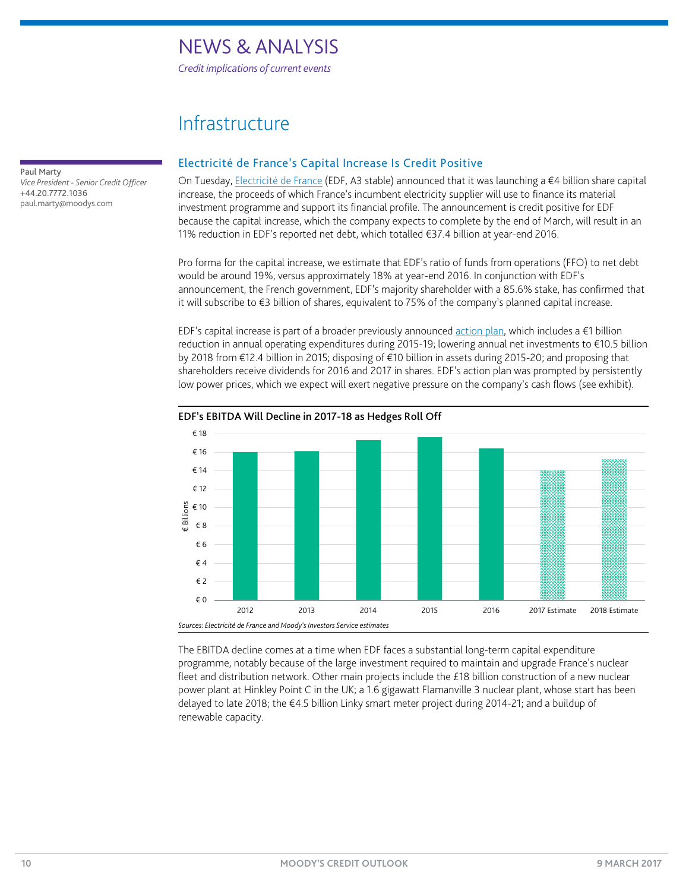# NEWS & ANALYSIS

*Credit implications of current events*

## Infrastructure

**Paul Marty**
*Vice President - Senior Credit Officer*
+44.20.7772.1036
paul.marty@moodys.com

### Electricité de France's Capital Increase Is Credit Positive

On Tuesday, Electricité de France (EDF, A3 stable) announced that it was launching a €4 billion share capital increase, the proceeds of which France's incumbent electricity supplier will use to finance its material investment programme and support its financial profile. The announcement is credit positive for EDF because the capital increase, which the company expects to complete by the end of March, will result in an 11% reduction in EDF's reported net debt, which totalled €37.4 billion at year-end 2016.

Pro forma for the capital increase, we estimate that EDF's ratio of funds from operations (FFO) to net debt would be around 19%, versus approximately 18% at year-end 2016. In conjunction with EDF's announcement, the French government, EDF's majority shareholder with a 85.6% stake, has confirmed that it will subscribe to €3 billion of shares, equivalent to 75% of the company's planned capital increase.

EDF's capital increase is part of a broader previously announced action plan, which includes a €1 billion reduction in annual operating expenditures during 2015-19; lowering annual net investments to €10.5 billion by 2018 from €12.4 billion in 2015; disposing of €10 billion in assets during 2015-20; and proposing that shareholders receive dividends for 2016 and 2017 in shares. EDF's action plan was prompted by persistently low power prices, which we expect will exert negative pressure on the company's cash flows (see exhibit).

**EDF's EBITDA Will Decline in 2017-18 as Hedges Roll Off**

| Year | EBITDA (€ Billions, approx.) |
|---|---|
| 2012 | 16.0 |
| 2013 | 16.1 |
| 2014 | 17.3 |
| 2015 | 17.6 |
| 2016 | 16.4 |
| 2017 Estimate | 14.0 |
| 2018 Estimate | 15.2 |

*Sources: Electricité de France and Moody's Investors Service estimates*

The EBITDA decline comes at a time when EDF faces a substantial long-term capital expenditure programme, notably because of the large investment required to maintain and upgrade France's nuclear fleet and distribution network. Other main projects include the £18 billion construction of a new nuclear power plant at Hinkley Point C in the UK; a 1.6 gigawatt Flamanville 3 nuclear plant, whose start has been delayed to late 2018; the €4.5 billion Linky smart meter project during 2014-21; and a buildup of renewable capacity.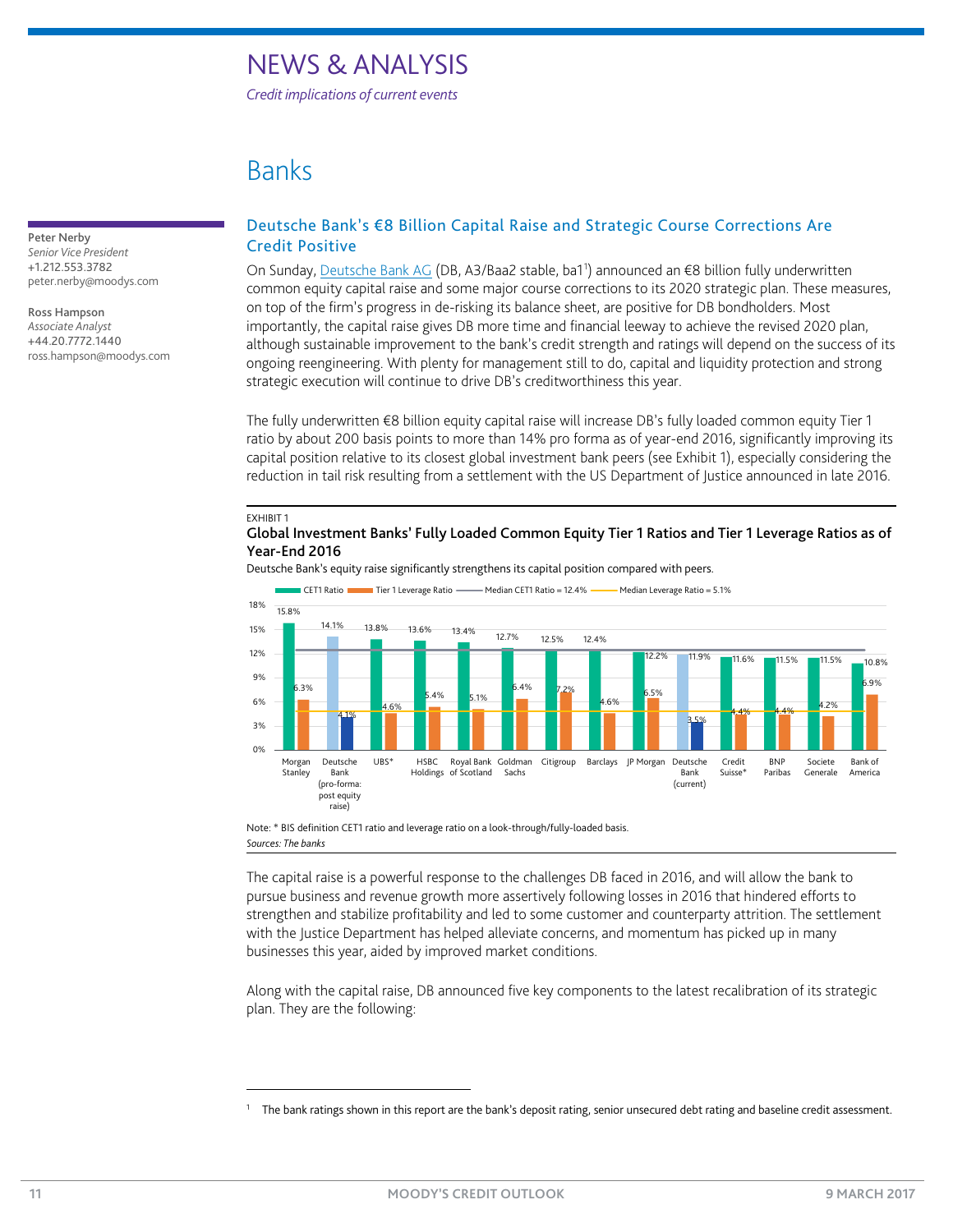# NEWS & ANALYSIS

*Credit implications of current events*

## Banks

**Peter Nerby**
*Senior Vice President*
+1.212.553.3782
peter.nerby@moodys.com

**Ross Hampson**
*Associate Analyst*
+44.20.7772.1440
ross.hampson@moodys.com

### Deutsche Bank's €8 Billion Capital Raise and Strategic Course Corrections Are Credit Positive

On Sunday, Deutsche Bank AG (DB, A3/Baa2 stable, ba1[1]) announced an €8 billion fully underwritten common equity capital raise and some major course corrections to its 2020 strategic plan. These measures, on top of the firm's progress in de-risking its balance sheet, are positive for DB bondholders. Most importantly, the capital raise gives DB more time and financial leeway to achieve the revised 2020 plan, although sustainable improvement to the bank's credit strength and ratings will depend on the success of its ongoing reengineering. With plenty for management still to do, capital and liquidity protection and strong strategic execution will continue to drive DB's creditworthiness this year.

The fully underwritten €8 billion equity capital raise will increase DB's fully loaded common equity Tier 1 ratio by about 200 basis points to more than 14% pro forma as of year-end 2016, significantly improving its capital position relative to its closest global investment bank peers (see Exhibit 1), especially considering the reduction in tail risk resulting from a settlement with the US Department of Justice announced in late 2016.

EXHIBIT 1

**Global Investment Banks' Fully Loaded Common Equity Tier 1 Ratios and Tier 1 Leverage Ratios as of Year-End 2016**

Deutsche Bank's equity raise significantly strengthens its capital position compared with peers.

| Bank | CET1 Ratio | Tier 1 Leverage Ratio |
|---|---|---|
| Morgan Stanley | 15.8% | 6.3% |
| Deutsche Bank (pro-forma: post equity raise) | 14.1% | 4.1% |
| UBS* | 13.8% | 4.6% |
| HSBC Holdings | 13.6% | 5.4% |
| Royal Bank of Scotland | 13.4% | 5.1% |
| Goldman Sachs | 12.7% | 6.4% |
| Citigroup | 12.5% | 7.2% |
| Barclays | 12.4% | 4.6% |
| JP Morgan | 12.2% | 6.5% |
| Deutsche Bank (current) | 11.9% | 3.5% |
| Credit Suisse* | 11.6% | 4.4% |
| BNP Paribas | 11.5% | 4.4% |
| Societe Generale | 11.5% | 4.2% |
| Bank of America | 10.8% | 6.9% |

Median CET1 Ratio = 12.4%; Median Leverage Ratio = 5.1%

Note: * BIS definition CET1 ratio and leverage ratio on a look-through/fully-loaded basis.
*Sources: The banks*

The capital raise is a powerful response to the challenges DB faced in 2016, and will allow the bank to pursue business and revenue growth more assertively following losses in 2016 that hindered efforts to strengthen and stabilize profitability and led to some customer and counterparty attrition. The settlement with the Justice Department has helped alleviate concerns, and momentum has picked up in many businesses this year, aided by improved market conditions.

Along with the capital raise, DB announced five key components to the latest recalibration of its strategic plan. They are the following:

[1] The bank ratings shown in this report are the bank's deposit rating, senior unsecured debt rating and baseline credit assessment.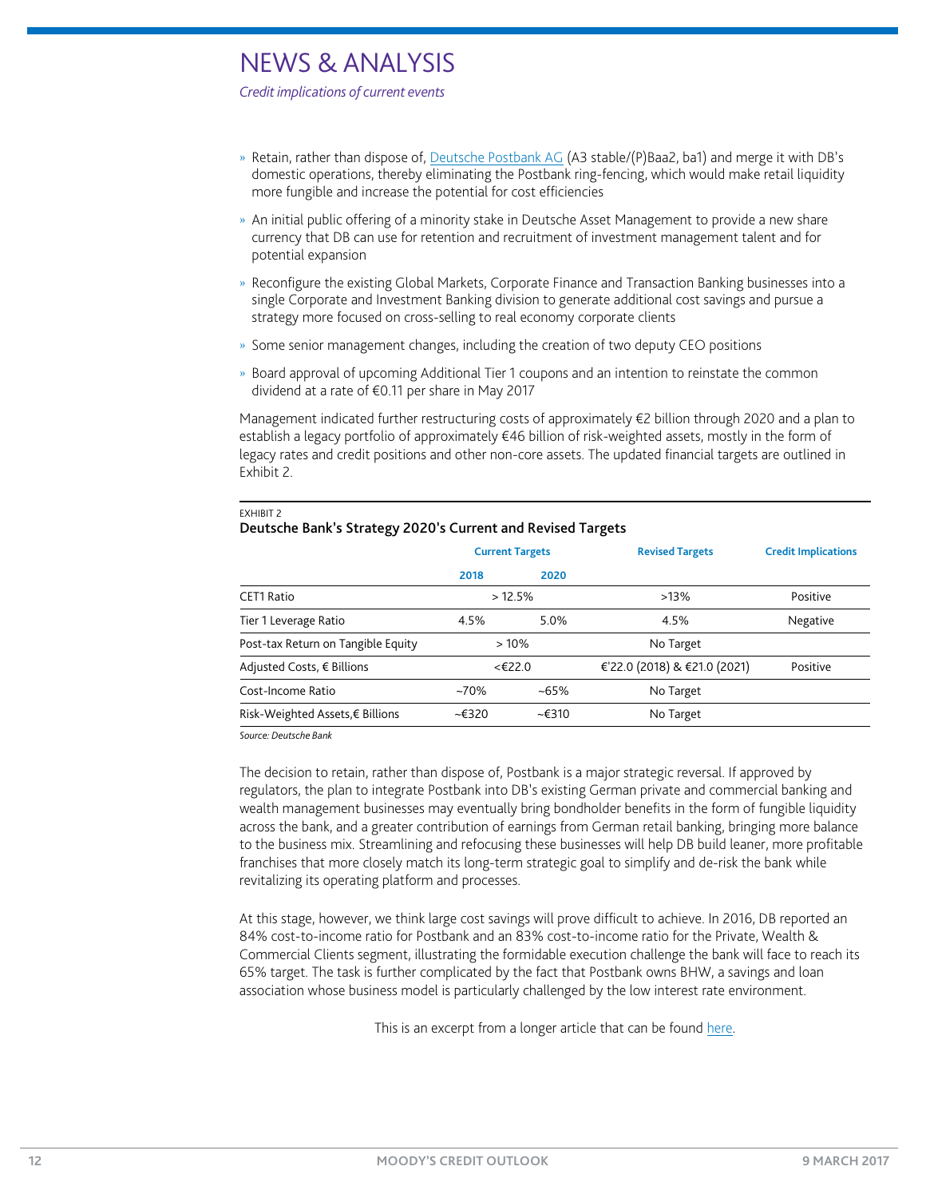# NEWS & ANALYSIS

*Credit implications of current events*

- Retain, rather than dispose of, Deutsche Postbank AG (A3 stable/(P)Baa2, ba1) and merge it with DB's domestic operations, thereby eliminating the Postbank ring-fencing, which would make retail liquidity more fungible and increase the potential for cost efficiencies
- An initial public offering of a minority stake in Deutsche Asset Management to provide a new share currency that DB can use for retention and recruitment of investment management talent and for potential expansion
- Reconfigure the existing Global Markets, Corporate Finance and Transaction Banking businesses into a single Corporate and Investment Banking division to generate additional cost savings and pursue a strategy more focused on cross-selling to real economy corporate clients
- Some senior management changes, including the creation of two deputy CEO positions
- Board approval of upcoming Additional Tier 1 coupons and an intention to reinstate the common dividend at a rate of €0.11 per share in May 2017

Management indicated further restructuring costs of approximately €2 billion through 2020 and a plan to establish a legacy portfolio of approximately €46 billion of risk-weighted assets, mostly in the form of legacy rates and credit positions and other non-core assets. The updated financial targets are outlined in Exhibit 2.

EXHIBIT 2

**Deutsche Bank's Strategy 2020's Current and Revised Targets**

| | Current Targets | | Revised Targets | Credit Implications |
|---|---|---|---|---|
| | 2018 | 2020 | | |
| CET1 Ratio | > 12.5% | | >13% | Positive |
| Tier 1 Leverage Ratio | 4.5% | 5.0% | 4.5% | Negative |
| Post-tax Return on Tangible Equity | > 10% | | No Target | |
| Adjusted Costs, € Billions | <€22.0 | | €'22.0 (2018) & €21.0 (2021) | Positive |
| Cost-Income Ratio | ~70% | ~65% | No Target | |
| Risk-Weighted Assets,€ Billions | ~€320 | ~€310 | No Target | |

*Source: Deutsche Bank*

The decision to retain, rather than dispose of, Postbank is a major strategic reversal. If approved by regulators, the plan to integrate Postbank into DB's existing German private and commercial banking and wealth management businesses may eventually bring bondholder benefits in the form of fungible liquidity across the bank, and a greater contribution of earnings from German retail banking, bringing more balance to the business mix. Streamlining and refocusing these businesses will help DB build leaner, more profitable franchises that more closely match its long-term strategic goal to simplify and de-risk the bank while revitalizing its operating platform and processes.

At this stage, however, we think large cost savings will prove difficult to achieve. In 2016, DB reported an 84% cost-to-income ratio for Postbank and an 83% cost-to-income ratio for the Private, Wealth & Commercial Clients segment, illustrating the formidable execution challenge the bank will face to reach its 65% target. The task is further complicated by the fact that Postbank owns BHW, a savings and loan association whose business model is particularly challenged by the low interest rate environment.

This is an excerpt from a longer article that can be found here.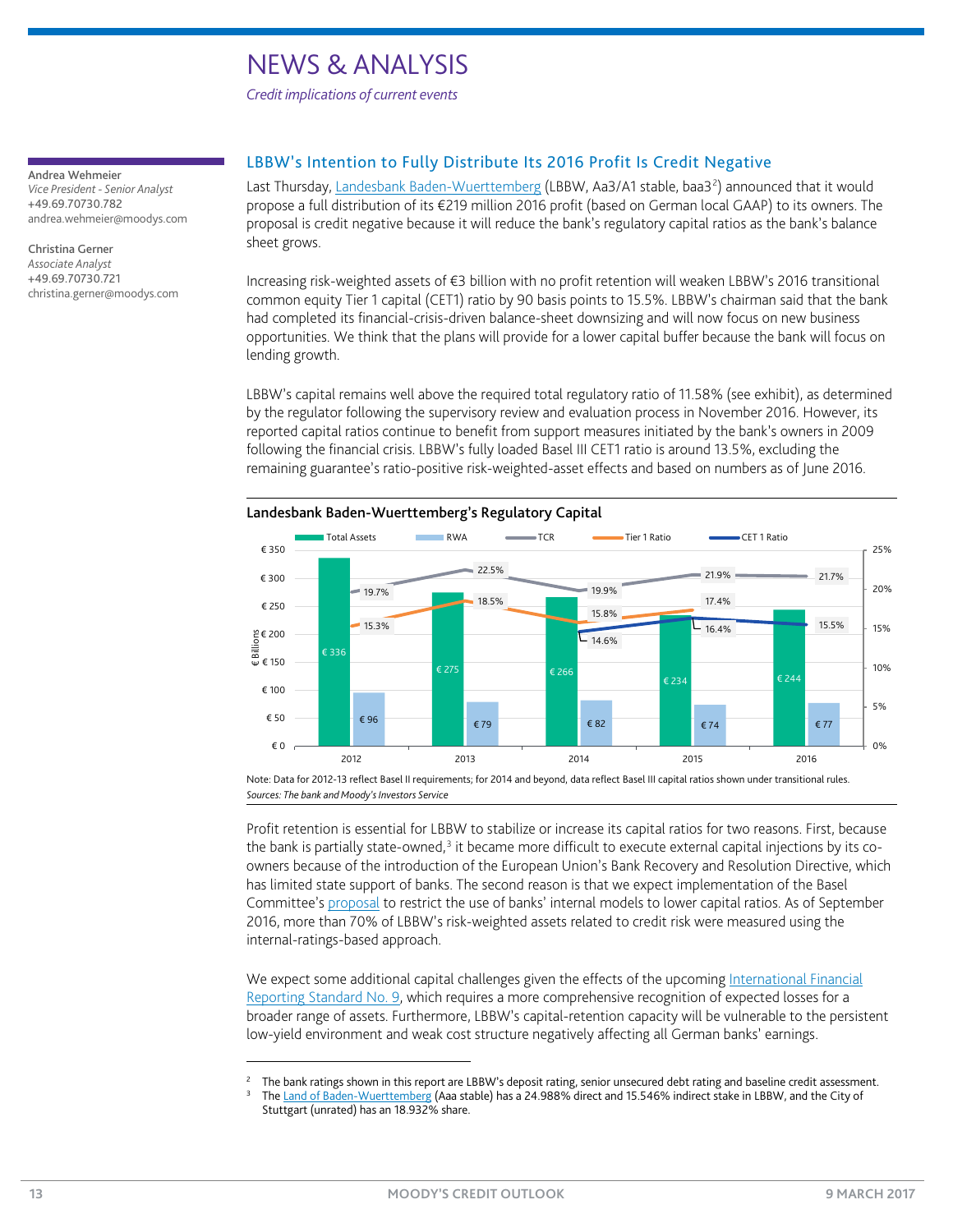# NEWS & ANALYSIS

*Credit implications of current events*

Andrea Wehmeier
*Vice President - Senior Analyst*
+49.69.70730.782
andrea.wehmeier@moodys.com

Christina Gerner
*Associate Analyst*
+49.69.70730.721
christina.gerner@moodys.com

## LBBW's Intention to Fully Distribute Its 2016 Profit Is Credit Negative

Last Thursday, Landesbank Baden-Wuerttemberg (LBBW, Aa3/A1 stable, baa3[2]) announced that it would propose a full distribution of its €219 million 2016 profit (based on German local GAAP) to its owners. The proposal is credit negative because it will reduce the bank's regulatory capital ratios as the bank's balance sheet grows.

Increasing risk-weighted assets of €3 billion with no profit retention will weaken LBBW's 2016 transitional common equity Tier 1 capital (CET1) ratio by 90 basis points to 15.5%. LBBW's chairman said that the bank had completed its financial-crisis-driven balance-sheet downsizing and will now focus on new business opportunities. We think that the plans will provide for a lower capital buffer because the bank will focus on lending growth.

LBBW's capital remains well above the required total regulatory ratio of 11.58% (see exhibit), as determined by the regulator following the supervisory review and evaluation process in November 2016. However, its reported capital ratios continue to benefit from support measures initiated by the bank's owners in 2009 following the financial crisis. LBBW's fully loaded Basel III CET1 ratio is around 13.5%, excluding the remaining guarantee's ratio-positive risk-weighted-asset effects and based on numbers as of June 2016.

**Landesbank Baden-Wuerttemberg's Regulatory Capital**

| | 2012 | 2013 | 2014 | 2015 | 2016 |
|---|---|---|---|---|---|
| Total Assets (€ Billions) | € 336 | € 275 | € 266 | € 234 | € 244 |
| RWA (€ Billions) | € 96 | € 79 | € 82 | € 74 | € 77 |
| TCR | 19.7% | 22.5% | 19.9% | 21.9% | 21.7% |
| Tier 1 Ratio | 15.3% | 18.5% | 15.8% | 17.4% | |
| CET 1 Ratio | | | 14.6% | 16.4% | 15.5% |

Note: Data for 2012-13 reflect Basel II requirements; for 2014 and beyond, data reflect Basel III capital ratios shown under transitional rules.
*Sources: The bank and Moody's Investors Service*

Profit retention is essential for LBBW to stabilize or increase its capital ratios for two reasons. First, because the bank is partially state-owned,[3] it became more difficult to execute external capital injections by its co-owners because of the introduction of the European Union's Bank Recovery and Resolution Directive, which has limited state support of banks. The second reason is that we expect implementation of the Basel Committee's proposal to restrict the use of banks' internal models to lower capital ratios. As of September 2016, more than 70% of LBBW's risk-weighted assets related to credit risk were measured using the internal-ratings-based approach.

We expect some additional capital challenges given the effects of the upcoming International Financial Reporting Standard No. 9, which requires a more comprehensive recognition of expected losses for a broader range of assets. Furthermore, LBBW's capital-retention capacity will be vulnerable to the persistent low-yield environment and weak cost structure negatively affecting all German banks' earnings.

---

[2] The bank ratings shown in this report are LBBW's deposit rating, senior unsecured debt rating and baseline credit assessment.

[3] The Land of Baden-Wuerttemberg (Aaa stable) has a 24.988% direct and 15.546% indirect stake in LBBW, and the City of Stuttgart (unrated) has an 18.932% share.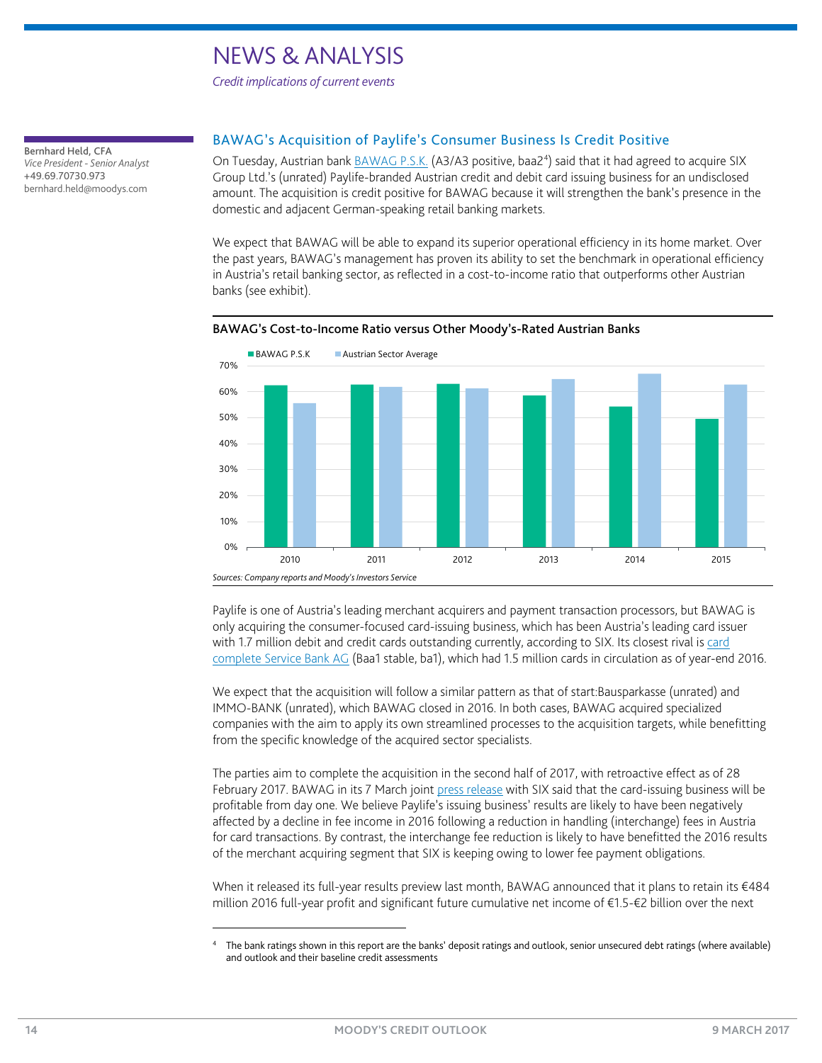# NEWS & ANALYSIS

*Credit implications of current events*

**Bernhard Held, CFA**
*Vice President - Senior Analyst*
+49.69.70730.973
bernhard.held@moodys.com

## BAWAG's Acquisition of Paylife's Consumer Business Is Credit Positive

On Tuesday, Austrian bank BAWAG P.S.K. (A3/A3 positive, baa2[4]) said that it had agreed to acquire SIX Group Ltd.'s (unrated) Paylife-branded Austrian credit and debit card issuing business for an undisclosed amount. The acquisition is credit positive for BAWAG because it will strengthen the bank's presence in the domestic and adjacent German-speaking retail banking markets.

We expect that BAWAG will be able to expand its superior operational efficiency in its home market. Over the past years, BAWAG's management has proven its ability to set the benchmark in operational efficiency in Austria's retail banking sector, as reflected in a cost-to-income ratio that outperforms other Austrian banks (see exhibit).

**BAWAG's Cost-to-Income Ratio versus Other Moody's-Rated Austrian Banks**

| | 2010 | 2011 | 2012 | 2013 | 2014 | 2015 |
|---|---|---|---|---|---|---|
| BAWAG P.S.K | 62% | 63% | 63% | 58% | 54% | 49% |
| Austrian Sector Average | 55% | 62% | 61% | 65% | 67% | 63% |

*Sources: Company reports and Moody's Investors Service*

Paylife is one of Austria's leading merchant acquirers and payment transaction processors, but BAWAG is only acquiring the consumer-focused card-issuing business, which has been Austria's leading card issuer with 1.7 million debit and credit cards outstanding currently, according to SIX. Its closest rival is card complete Service Bank AG (Baa1 stable, ba1), which had 1.5 million cards in circulation as of year-end 2016.

We expect that the acquisition will follow a similar pattern as that of start:Bausparkasse (unrated) and IMMO-BANK (unrated), which BAWAG closed in 2016. In both cases, BAWAG acquired specialized companies with the aim to apply its own streamlined processes to the acquisition targets, while benefitting from the specific knowledge of the acquired sector specialists.

The parties aim to complete the acquisition in the second half of 2017, with retroactive effect as of 28 February 2017. BAWAG in its 7 March joint press release with SIX said that the card-issuing business will be profitable from day one. We believe Paylife's issuing business' results are likely to have been negatively affected by a decline in fee income in 2016 following a reduction in handling (interchange) fees in Austria for card transactions. By contrast, the interchange fee reduction is likely to have benefitted the 2016 results of the merchant acquiring segment that SIX is keeping owing to lower fee payment obligations.

When it released its full-year results preview last month, BAWAG announced that it plans to retain its €484 million 2016 full-year profit and significant future cumulative net income of €1.5-€2 billion over the next

[4] The bank ratings shown in this report are the banks' deposit ratings and outlook, senior unsecured debt ratings (where available) and outlook and their baseline credit assessments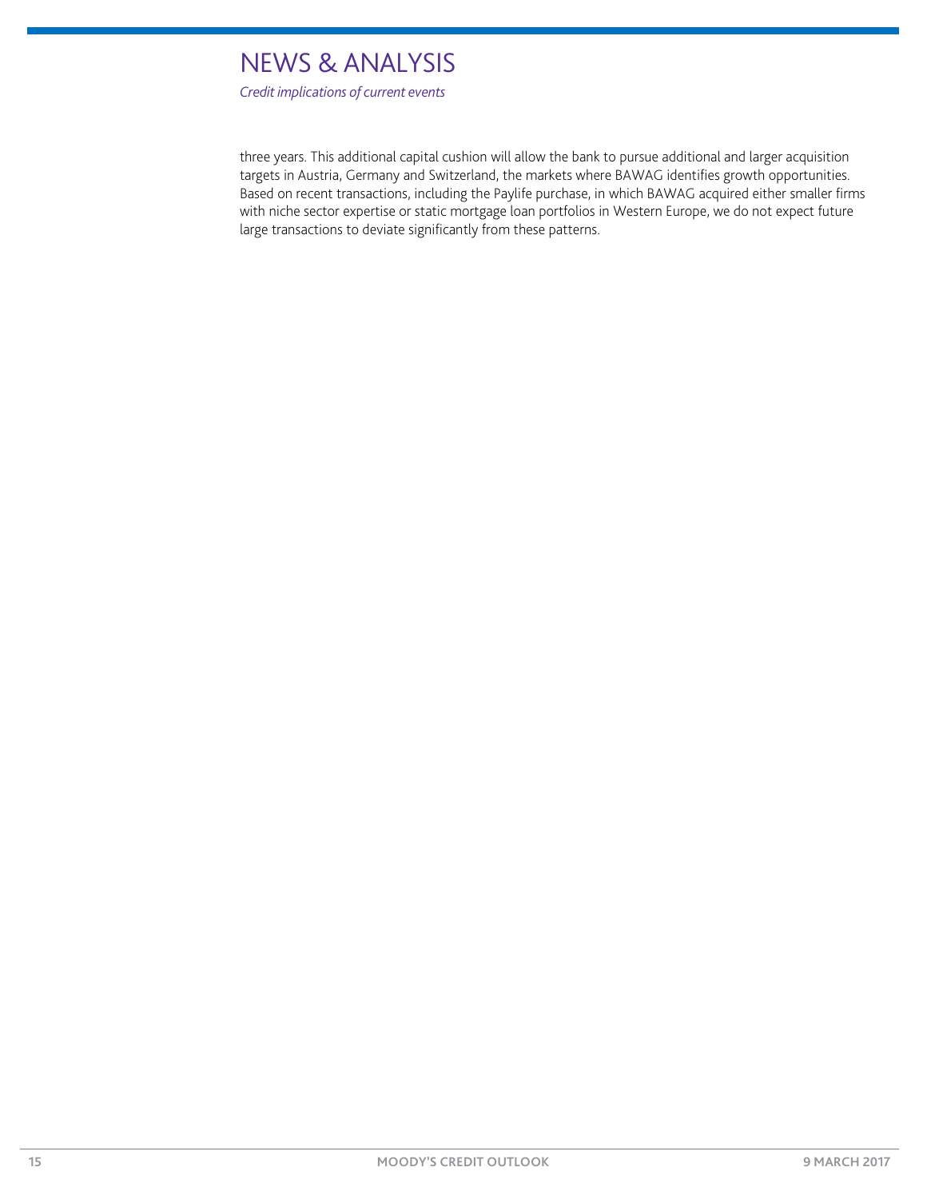three years. This additional capital cushion will allow the bank to pursue additional and larger acquisition targets in Austria, Germany and Switzerland, the markets where BAWAG identifies growth opportunities. Based on recent transactions, including the Paylife purchase, in which BAWAG acquired either smaller firms with niche sector expertise or static mortgage loan portfolios in Western Europe, we do not expect future large transactions to deviate significantly from these patterns.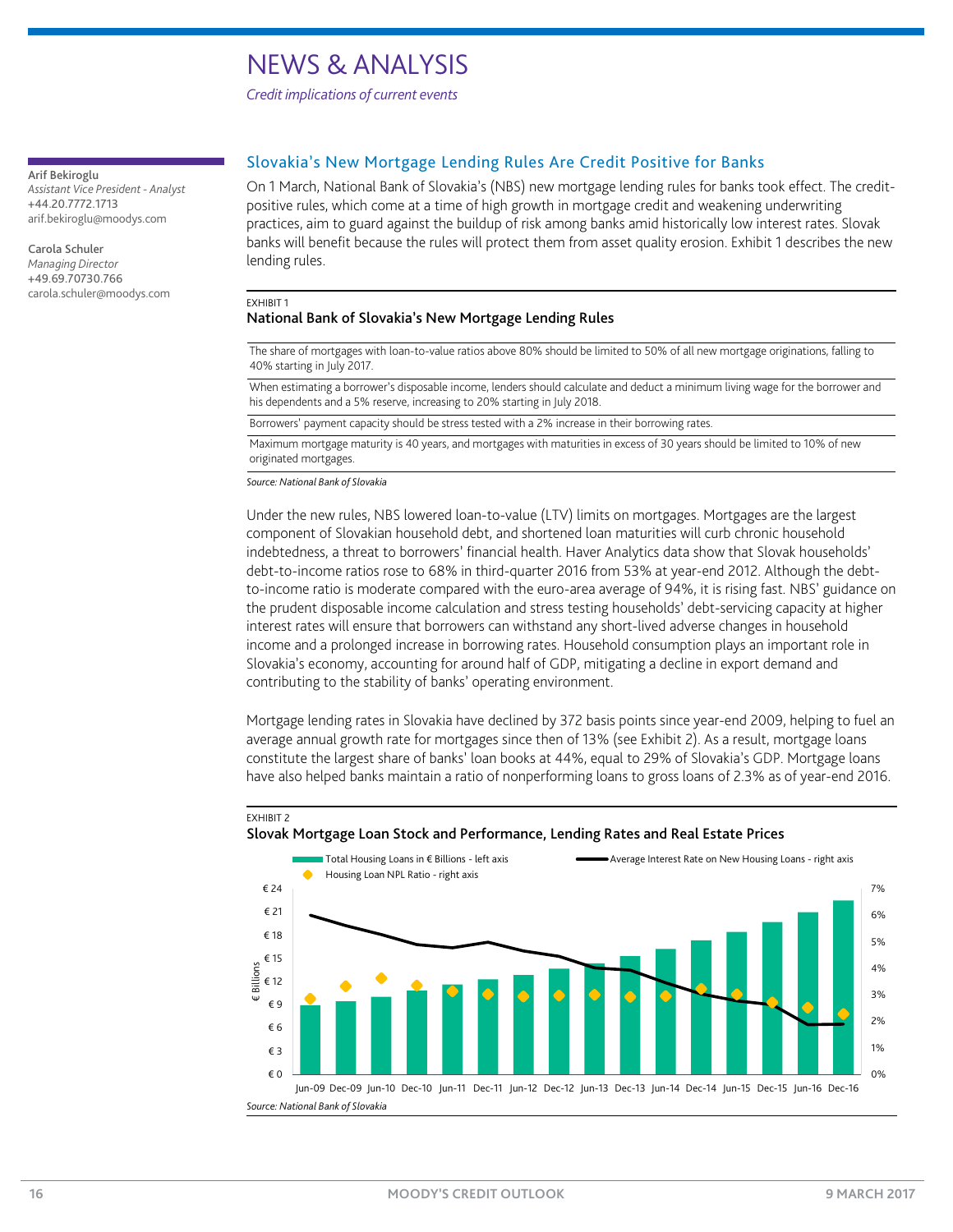# NEWS & ANALYSIS

*Credit implications of current events*

**Arif Bekiroglu**
*Assistant Vice President - Analyst*
+44.20.7772.1713
arif.bekiroglu@moodys.com

**Carola Schuler**
*Managing Director*
+49.69.70730.766
carola.schuler@moodys.com

## Slovakia's New Mortgage Lending Rules Are Credit Positive for Banks

On 1 March, National Bank of Slovakia's (NBS) new mortgage lending rules for banks took effect. The credit-positive rules, which come at a time of high growth in mortgage credit and weakening underwriting practices, aim to guard against the buildup of risk among banks amid historically low interest rates. Slovak banks will benefit because the rules will protect them from asset quality erosion. Exhibit 1 describes the new lending rules.

EXHIBIT 1

**National Bank of Slovakia's New Mortgage Lending Rules**

| |
|---|
| The share of mortgages with loan-to-value ratios above 80% should be limited to 50% of all new mortgage originations, falling to 40% starting in July 2017. |
| When estimating a borrower's disposable income, lenders should calculate and deduct a minimum living wage for the borrower and his dependents and a 5% reserve, increasing to 20% starting in July 2018. |
| Borrowers' payment capacity should be stress tested with a 2% increase in their borrowing rates. |
| Maximum mortgage maturity is 40 years, and mortgages with maturities in excess of 30 years should be limited to 10% of new originated mortgages. |

*Source: National Bank of Slovakia*

Under the new rules, NBS lowered loan-to-value (LTV) limits on mortgages. Mortgages are the largest component of Slovakian household debt, and shortened loan maturities will curb chronic household indebtedness, a threat to borrowers' financial health. Haver Analytics data show that Slovak households' debt-to-income ratios rose to 68% in third-quarter 2016 from 53% at year-end 2012. Although the debt-to-income ratio is moderate compared with the euro-area average of 94%, it is rising fast. NBS' guidance on the prudent disposable income calculation and stress testing households' debt-servicing capacity at higher interest rates will ensure that borrowers can withstand any short-lived adverse changes in household income and a prolonged increase in borrowing rates. Household consumption plays an important role in Slovakia's economy, accounting for around half of GDP, mitigating a decline in export demand and contributing to the stability of banks' operating environment.

Mortgage lending rates in Slovakia have declined by 372 basis points since year-end 2009, helping to fuel an average annual growth rate for mortgages since then of 13% (see Exhibit 2). As a result, mortgage loans constitute the largest share of banks' loan books at 44%, equal to 29% of Slovakia's GDP. Mortgage loans have also helped banks maintain a ratio of nonperforming loans to gross loans of 2.3% as of year-end 2016.

EXHIBIT 2

**Slovak Mortgage Loan Stock and Performance, Lending Rates and Real Estate Prices**

*Source: National Bank of Slovakia*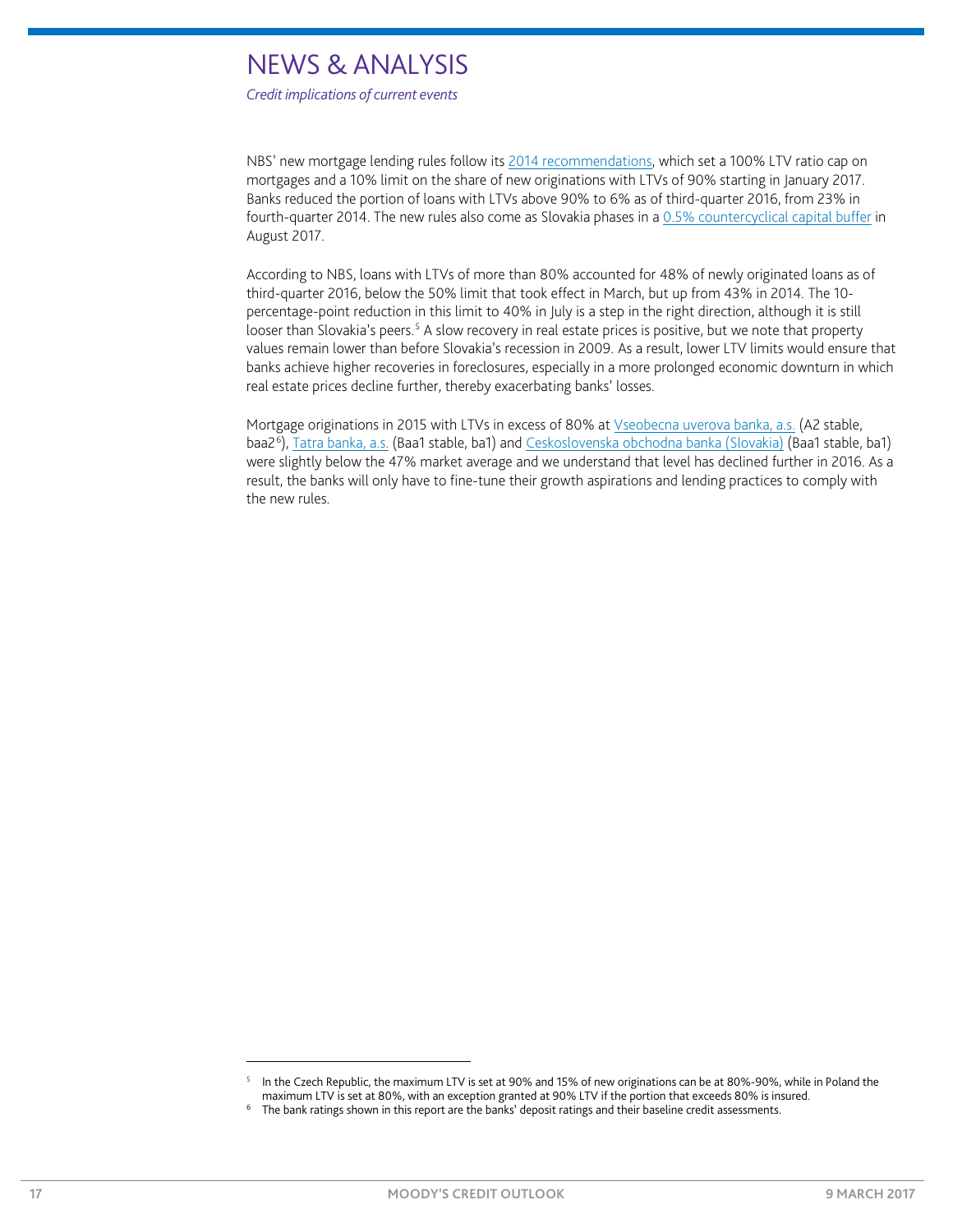NBS' new mortgage lending rules follow its 2014 recommendations, which set a 100% LTV ratio cap on mortgages and a 10% limit on the share of new originations with LTVs of 90% starting in January 2017. Banks reduced the portion of loans with LTVs above 90% to 6% as of third-quarter 2016, from 23% in fourth-quarter 2014. The new rules also come as Slovakia phases in a 0.5% countercyclical capital buffer in August 2017.

According to NBS, loans with LTVs of more than 80% accounted for 48% of newly originated loans as of third-quarter 2016, below the 50% limit that took effect in March, but up from 43% in 2014. The 10-percentage-point reduction in this limit to 40% in July is a step in the right direction, although it is still looser than Slovakia's peers.[5] A slow recovery in real estate prices is positive, but we note that property values remain lower than before Slovakia's recession in 2009. As a result, lower LTV limits would ensure that banks achieve higher recoveries in foreclosures, especially in a more prolonged economic downturn in which real estate prices decline further, thereby exacerbating banks' losses.

Mortgage originations in 2015 with LTVs in excess of 80% at Vseobecna uverova banka, a.s. (A2 stable, baa2[6]), Tatra banka, a.s. (Baa1 stable, ba1) and Ceskoslovenska obchodna banka (Slovakia) (Baa1 stable, ba1) were slightly below the 47% market average and we understand that level has declined further in 2016. As a result, the banks will only have to fine-tune their growth aspirations and lending practices to comply with the new rules.

---

[5] In the Czech Republic, the maximum LTV is set at 90% and 15% of new originations can be at 80%-90%, while in Poland the maximum LTV is set at 80%, with an exception granted at 90% LTV if the portion that exceeds 80% is insured.

[6] The bank ratings shown in this report are the banks' deposit ratings and their baseline credit assessments.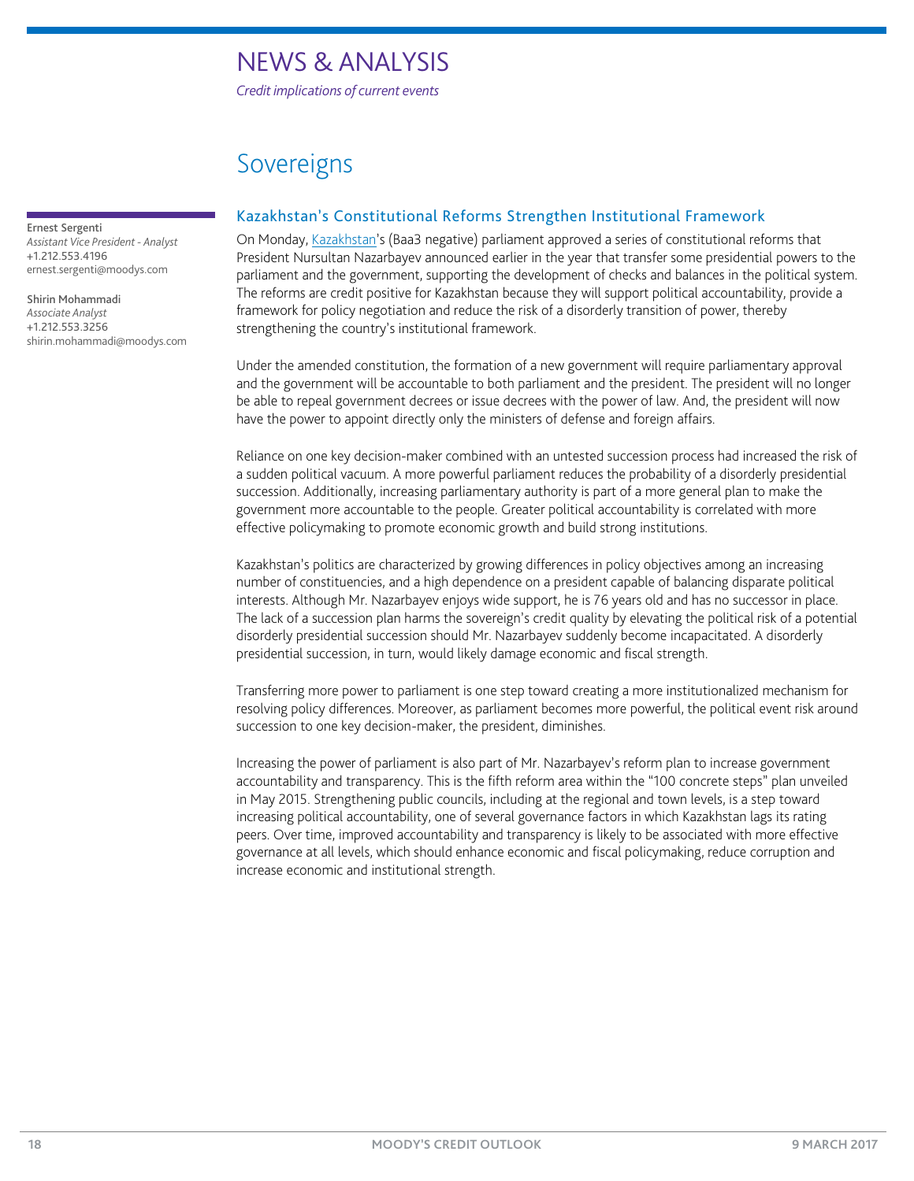# NEWS & ANALYSIS

*Credit implications of current events*

## Sovereigns

**Ernest Sergenti**
*Assistant Vice President - Analyst*
+1.212.553.4196
ernest.sergenti@moodys.com

**Shirin Mohammadi**
*Associate Analyst*
+1.212.553.3256
shirin.mohammadi@moodys.com

### Kazakhstan's Constitutional Reforms Strengthen Institutional Framework

On Monday, Kazakhstan's (Baa3 negative) parliament approved a series of constitutional reforms that President Nursultan Nazarbayev announced earlier in the year that transfer some presidential powers to the parliament and the government, supporting the development of checks and balances in the political system. The reforms are credit positive for Kazakhstan because they will support political accountability, provide a framework for policy negotiation and reduce the risk of a disorderly transition of power, thereby strengthening the country's institutional framework.

Under the amended constitution, the formation of a new government will require parliamentary approval and the government will be accountable to both parliament and the president. The president will no longer be able to repeal government decrees or issue decrees with the power of law. And, the president will now have the power to appoint directly only the ministers of defense and foreign affairs.

Reliance on one key decision-maker combined with an untested succession process had increased the risk of a sudden political vacuum. A more powerful parliament reduces the probability of a disorderly presidential succession. Additionally, increasing parliamentary authority is part of a more general plan to make the government more accountable to the people. Greater political accountability is correlated with more effective policymaking to promote economic growth and build strong institutions.

Kazakhstan's politics are characterized by growing differences in policy objectives among an increasing number of constituencies, and a high dependence on a president capable of balancing disparate political interests. Although Mr. Nazarbayev enjoys wide support, he is 76 years old and has no successor in place. The lack of a succession plan harms the sovereign's credit quality by elevating the political risk of a potential disorderly presidential succession should Mr. Nazarbayev suddenly become incapacitated. A disorderly presidential succession, in turn, would likely damage economic and fiscal strength.

Transferring more power to parliament is one step toward creating a more institutionalized mechanism for resolving policy differences. Moreover, as parliament becomes more powerful, the political event risk around succession to one key decision-maker, the president, diminishes.

Increasing the power of parliament is also part of Mr. Nazarbayev's reform plan to increase government accountability and transparency. This is the fifth reform area within the "100 concrete steps" plan unveiled in May 2015. Strengthening public councils, including at the regional and town levels, is a step toward increasing political accountability, one of several governance factors in which Kazakhstan lags its rating peers. Over time, improved accountability and transparency is likely to be associated with more effective governance at all levels, which should enhance economic and fiscal policymaking, reduce corruption and increase economic and institutional strength.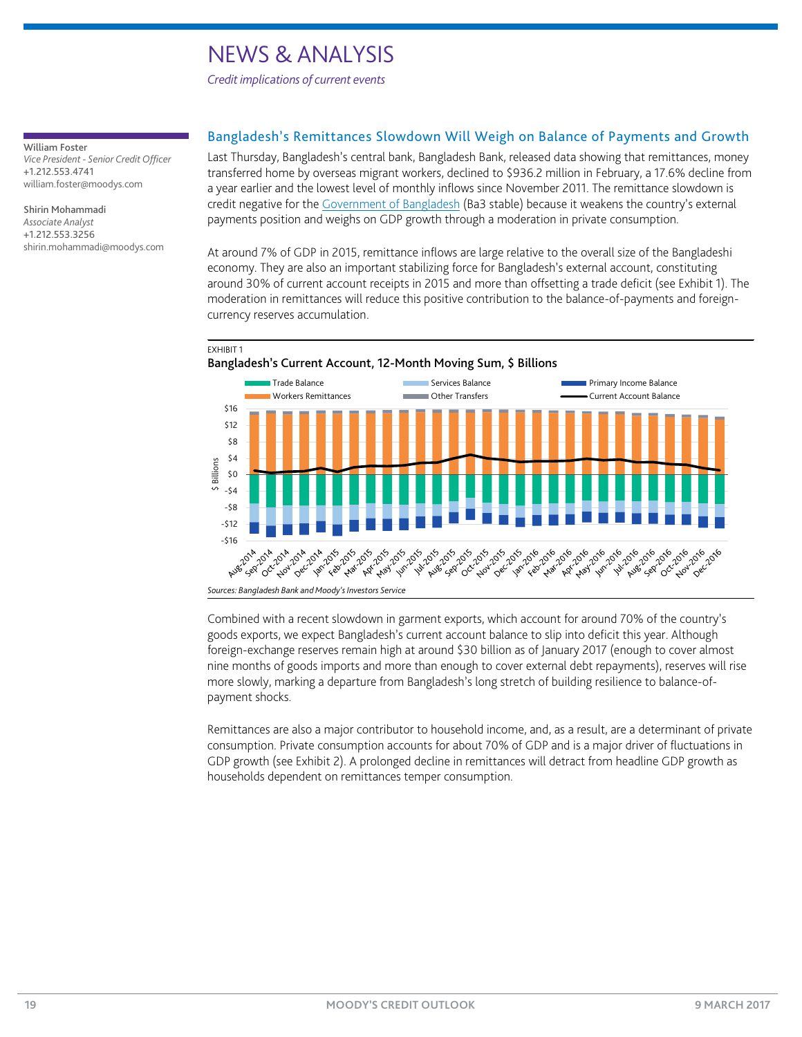# NEWS & ANALYSIS

*Credit implications of current events*

**William Foster**
*Vice President - Senior Credit Officer*
+1.212.553.4741
william.foster@moodys.com

**Shirin Mohammadi**
*Associate Analyst*
+1.212.553.3256
shirin.mohammadi@moodys.com

## Bangladesh's Remittances Slowdown Will Weigh on Balance of Payments and Growth

Last Thursday, Bangladesh's central bank, Bangladesh Bank, released data showing that remittances, money transferred home by overseas migrant workers, declined to $936.2 million in February, a 17.6% decline from a year earlier and the lowest level of monthly inflows since November 2011. The remittance slowdown is credit negative for the Government of Bangladesh (Ba3 stable) because it weakens the country's external payments position and weighs on GDP growth through a moderation in private consumption.

At around 7% of GDP in 2015, remittance inflows are large relative to the overall size of the Bangladeshi economy. They are also an important stabilizing force for Bangladesh's external account, constituting around 30% of current account receipts in 2015 and more than offsetting a trade deficit (see Exhibit 1). The moderation in remittances will reduce this positive contribution to the balance-of-payments and foreign-currency reserves accumulation.

EXHIBIT 1
**Bangladesh's Current Account, 12-Month Moving Sum, $ Billions**

*Sources: Bangladesh Bank and Moody's Investors Service*

Combined with a recent slowdown in garment exports, which account for around 70% of the country's goods exports, we expect Bangladesh's current account balance to slip into deficit this year. Although foreign-exchange reserves remain high at around $30 billion as of January 2017 (enough to cover almost nine months of goods imports and more than enough to cover external debt repayments), reserves will rise more slowly, marking a departure from Bangladesh's long stretch of building resilience to balance-of-payment shocks.

Remittances are also a major contributor to household income, and, as a result, are a determinant of private consumption. Private consumption accounts for about 70% of GDP and is a major driver of fluctuations in GDP growth (see Exhibit 2). A prolonged decline in remittances will detract from headline GDP growth as households dependent on remittances temper consumption.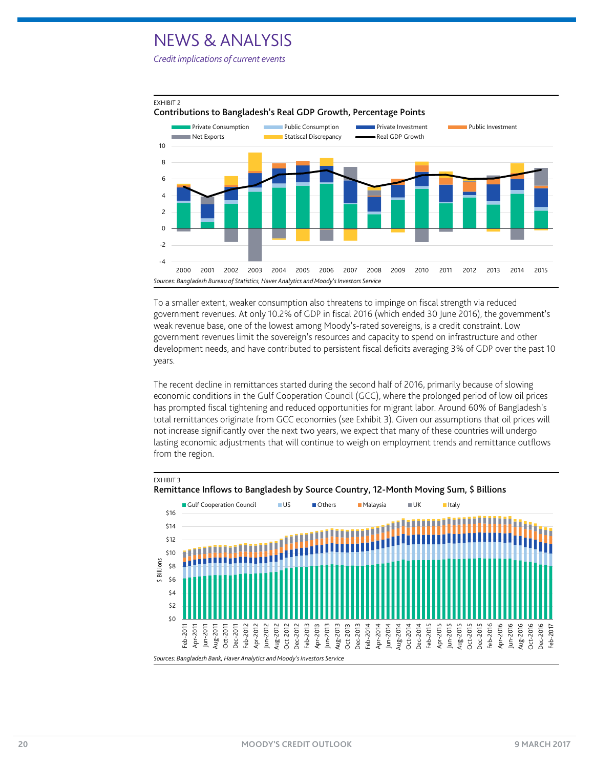# NEWS & ANALYSIS

*Credit implications of current events*

EXHIBIT 2

**Contributions to Bangladesh's Real GDP Growth, Percentage Points**

*Sources: Bangladesh Bureau of Statistics, Haver Analytics and Moody's Investors Service*

To a smaller extent, weaker consumption also threatens to impinge on fiscal strength via reduced government revenues. At only 10.2% of GDP in fiscal 2016 (which ended 30 June 2016), the government's weak revenue base, one of the lowest among Moody's-rated sovereigns, is a credit constraint. Low government revenues limit the sovereign's resources and capacity to spend on infrastructure and other development needs, and have contributed to persistent fiscal deficits averaging 3% of GDP over the past 10 years.

The recent decline in remittances started during the second half of 2016, primarily because of slowing economic conditions in the Gulf Cooperation Council (GCC), where the prolonged period of low oil prices has prompted fiscal tightening and reduced opportunities for migrant labor. Around 60% of Bangladesh's total remittances originate from GCC economies (see Exhibit 3). Given our assumptions that oil prices will not increase significantly over the next two years, we expect that many of these countries will undergo lasting economic adjustments that will continue to weigh on employment trends and remittance outflows from the region.

EXHIBIT 3

**Remittance Inflows to Bangladesh by Source Country, 12-Month Moving Sum, $ Billions**

*Sources: Bangladesh Bank, Haver Analytics and Moody's Investors Service*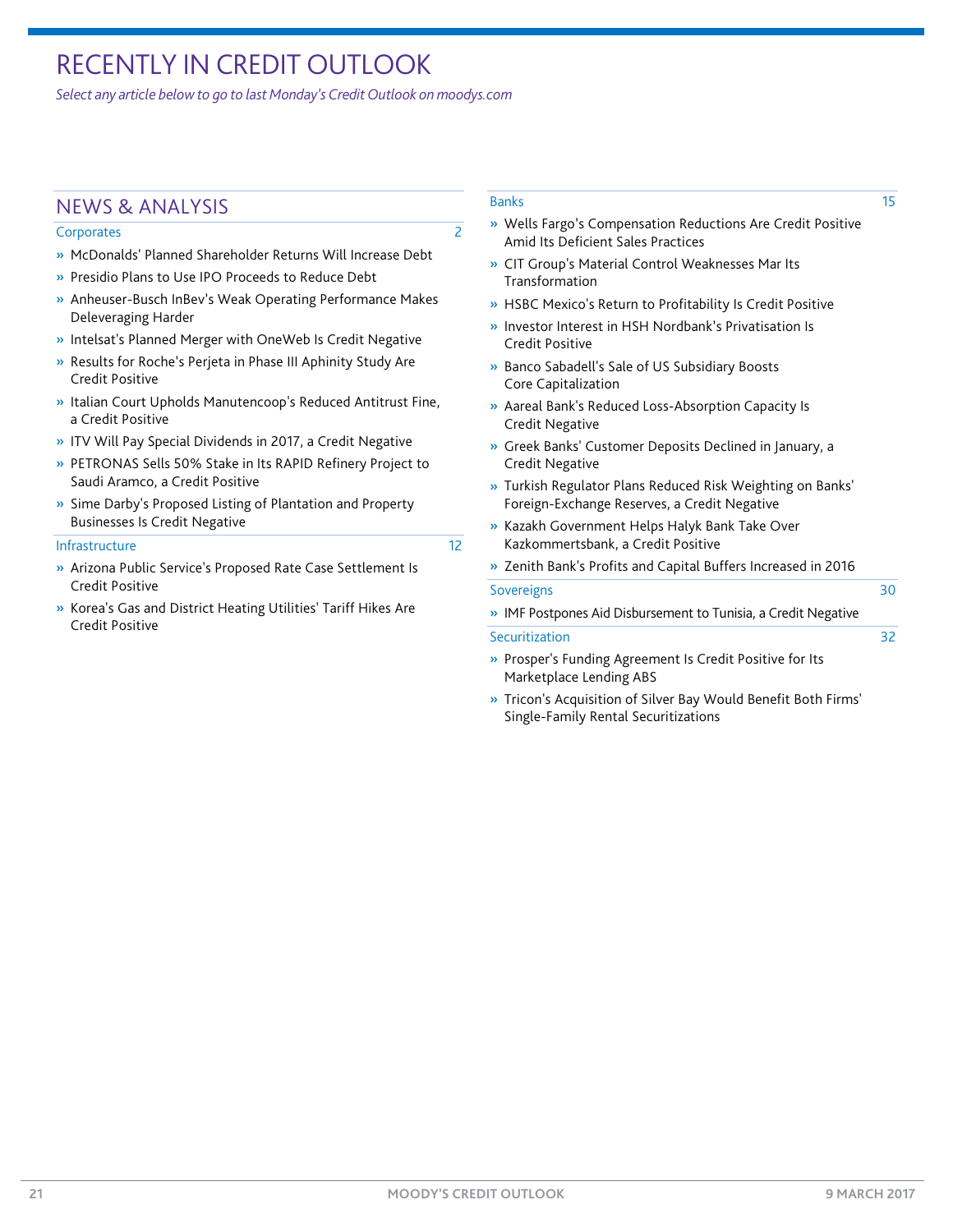# RECENTLY IN CREDIT OUTLOOK

*Select any article below to go to last Monday's Credit Outlook on moodys.com*

## NEWS & ANALYSIS

### Corporates 2

- » McDonalds' Planned Shareholder Returns Will Increase Debt
- » Presidio Plans to Use IPO Proceeds to Reduce Debt
- » Anheuser-Busch InBev's Weak Operating Performance Makes Deleveraging Harder
- » Intelsat's Planned Merger with OneWeb Is Credit Negative
- » Results for Roche's Perjeta in Phase III Aphinity Study Are Credit Positive
- » Italian Court Upholds Manutencoop's Reduced Antitrust Fine, a Credit Positive
- » ITV Will Pay Special Dividends in 2017, a Credit Negative
- » PETRONAS Sells 50% Stake in Its RAPID Refinery Project to Saudi Aramco, a Credit Positive
- » Sime Darby's Proposed Listing of Plantation and Property Businesses Is Credit Negative

### Infrastructure 12

- » Arizona Public Service's Proposed Rate Case Settlement Is Credit Positive
- » Korea's Gas and District Heating Utilities' Tariff Hikes Are Credit Positive

### Banks 15

- » Wells Fargo's Compensation Reductions Are Credit Positive Amid Its Deficient Sales Practices
- » CIT Group's Material Control Weaknesses Mar Its Transformation
- » HSBC Mexico's Return to Profitability Is Credit Positive
- » Investor Interest in HSH Nordbank's Privatisation Is Credit Positive
- » Banco Sabadell's Sale of US Subsidiary Boosts Core Capitalization
- » Aareal Bank's Reduced Loss-Absorption Capacity Is Credit Negative
- » Greek Banks' Customer Deposits Declined in January, a Credit Negative
- » Turkish Regulator Plans Reduced Risk Weighting on Banks' Foreign-Exchange Reserves, a Credit Negative
- » Kazakh Government Helps Halyk Bank Take Over Kazkommertsbank, a Credit Positive
- » Zenith Bank's Profits and Capital Buffers Increased in 2016

### Sovereigns 30

- » IMF Postpones Aid Disbursement to Tunisia, a Credit Negative

### Securitization 32

- » Prosper's Funding Agreement Is Credit Positive for Its Marketplace Lending ABS
- » Tricon's Acquisition of Silver Bay Would Benefit Both Firms' Single-Family Rental Securitizations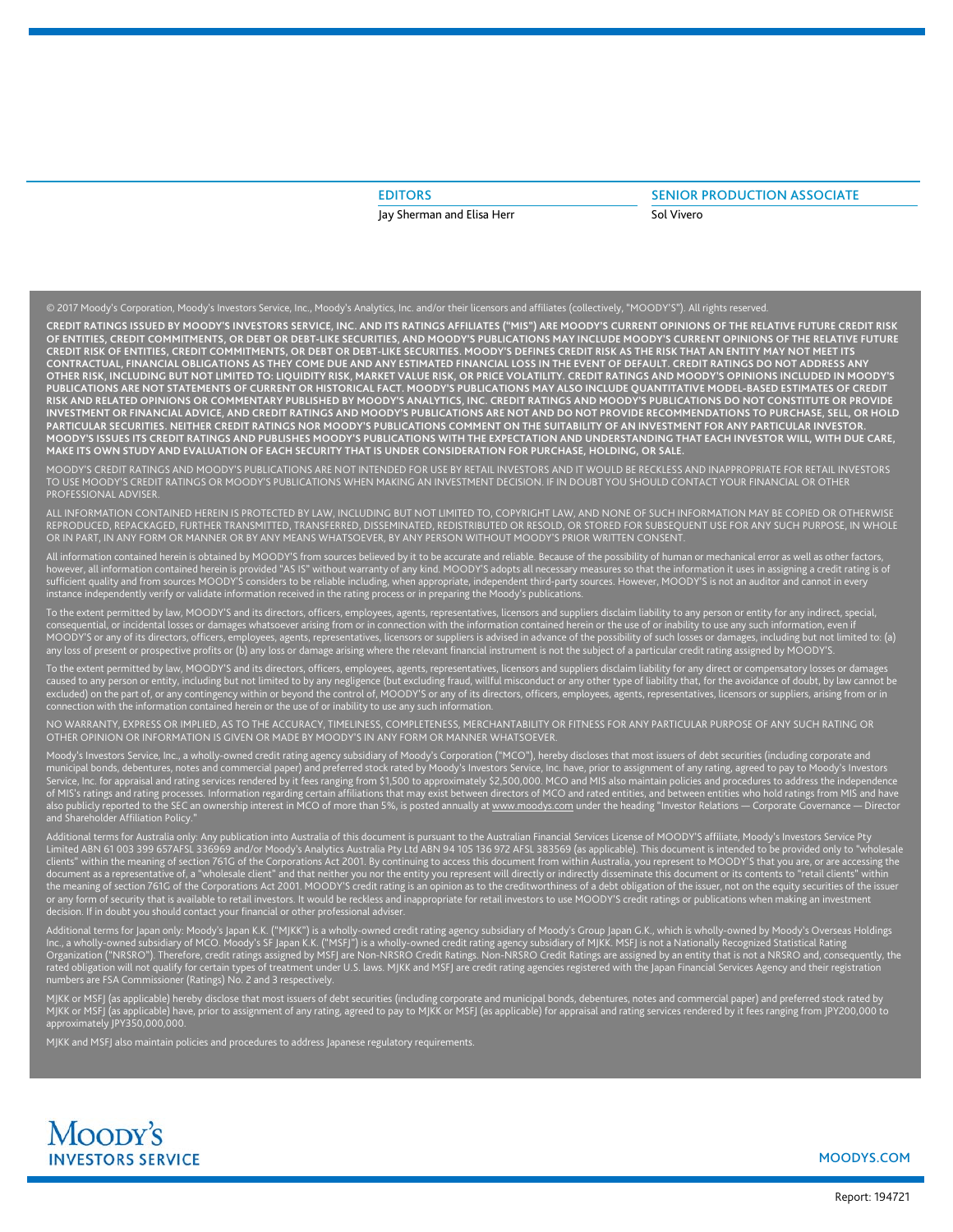**EDITORS**

Jay Sherman and Elisa Herr

**SENIOR PRODUCTION ASSOCIATE**

Sol Vivero

© 2017 Moody's Corporation, Moody's Investors Service, Inc., Moody's Analytics, Inc. and/or their licensors and affiliates (collectively, "MOODY'S"). All rights reserved.

**CREDIT RATINGS ISSUED BY MOODY'S INVESTORS SERVICE, INC. AND ITS RATINGS AFFILIATES ("MIS") ARE MOODY'S CURRENT OPINIONS OF THE RELATIVE FUTURE CREDIT RISK OF ENTITIES, CREDIT COMMITMENTS, OR DEBT OR DEBT-LIKE SECURITIES, AND MOODY'S PUBLICATIONS MAY INCLUDE MOODY'S CURRENT OPINIONS OF THE RELATIVE FUTURE CREDIT RISK OF ENTITIES, CREDIT COMMITMENTS, OR DEBT OR DEBT-LIKE SECURITIES. MOODY'S DEFINES CREDIT RISK AS THE RISK THAT AN ENTITY MAY NOT MEET ITS CONTRACTUAL, FINANCIAL OBLIGATIONS AS THEY COME DUE AND ANY ESTIMATED FINANCIAL LOSS IN THE EVENT OF DEFAULT. CREDIT RATINGS DO NOT ADDRESS ANY OTHER RISK, INCLUDING BUT NOT LIMITED TO: LIQUIDITY RISK, MARKET VALUE RISK, OR PRICE VOLATILITY. CREDIT RATINGS AND MOODY'S OPINIONS INCLUDED IN MOODY'S PUBLICATIONS ARE NOT STATEMENTS OF CURRENT OR HISTORICAL FACT. MOODY'S PUBLICATIONS MAY ALSO INCLUDE QUANTITATIVE MODEL-BASED ESTIMATES OF CREDIT RISK AND RELATED OPINIONS OR COMMENTARY PUBLISHED BY MOODY'S ANALYTICS, INC. CREDIT RATINGS AND MOODY'S PUBLICATIONS DO NOT CONSTITUTE OR PROVIDE INVESTMENT OR FINANCIAL ADVICE, AND CREDIT RATINGS AND MOODY'S PUBLICATIONS ARE NOT AND DO NOT PROVIDE RECOMMENDATIONS TO PURCHASE, SELL, OR HOLD PARTICULAR SECURITIES. NEITHER CREDIT RATINGS NOR MOODY'S PUBLICATIONS COMMENT ON THE SUITABILITY OF AN INVESTMENT FOR ANY PARTICULAR INVESTOR. MOODY'S ISSUES ITS CREDIT RATINGS AND PUBLISHES MOODY'S PUBLICATIONS WITH THE EXPECTATION AND UNDERSTANDING THAT EACH INVESTOR WILL, WITH DUE CARE, MAKE ITS OWN STUDY AND EVALUATION OF EACH SECURITY THAT IS UNDER CONSIDERATION FOR PURCHASE, HOLDING, OR SALE.**

MOODY'S CREDIT RATINGS AND MOODY'S PUBLICATIONS ARE NOT INTENDED FOR USE BY RETAIL INVESTORS AND IT WOULD BE RECKLESS AND INAPPROPRIATE FOR RETAIL INVESTORS TO USE MOODY'S CREDIT RATINGS OR MOODY'S PUBLICATIONS WHEN MAKING AN INVESTMENT DECISION. IF IN DOUBT YOU SHOULD CONTACT YOUR FINANCIAL OR OTHER PROFESSIONAL ADVISER.

ALL INFORMATION CONTAINED HEREIN IS PROTECTED BY LAW, INCLUDING BUT NOT LIMITED TO, COPYRIGHT LAW, AND NONE OF SUCH INFORMATION MAY BE COPIED OR OTHERWISE REPRODUCED, REPACKAGED, FURTHER TRANSMITTED, TRANSFERRED, DISSEMINATED, REDISTRIBUTED OR RESOLD, OR STORED FOR SUBSEQUENT USE FOR ANY SUCH PURPOSE, IN WHOLE OR IN PART, IN ANY FORM OR MANNER OR BY ANY MEANS WHATSOEVER, BY ANY PERSON WITHOUT MOODY'S PRIOR WRITTEN CONSENT.

All information contained herein is obtained by MOODY'S from sources believed by it to be accurate and reliable. Because of the possibility of human or mechanical error as well as other factors, however, all information contained herein is provided "AS IS" without warranty of any kind. MOODY'S adopts all necessary measures so that the information it uses in assigning a credit rating is of sufficient quality and from sources MOODY'S considers to be reliable including, when appropriate, independent third-party sources. However, MOODY'S is not an auditor and cannot in every instance independently verify or validate information received in the rating process or in preparing the Moody's publications.

To the extent permitted by law, MOODY'S and its directors, officers, employees, agents, representatives, licensors and suppliers disclaim liability to any person or entity for any indirect, special, consequential, or incidental losses or damages whatsoever arising from or in connection with the information contained herein or the use of or inability to use any such information, even if MOODY'S or any of its directors, officers, employees, agents, representatives, licensors or suppliers is advised in advance of the possibility of such losses or damages, including but not limited to: (a) any loss of present or prospective profits or (b) any loss or damage arising where the relevant financial instrument is not the subject of a particular credit rating assigned by MOODY'S.

To the extent permitted by law, MOODY'S and its directors, officers, employees, agents, representatives, licensors and suppliers disclaim liability for any direct or compensatory losses or damages caused to any person or entity, including but not limited to by any negligence (but excluding fraud, willful misconduct or any other type of liability that, for the avoidance of doubt, by law cannot be excluded) on the part of, or any contingency within or beyond the control of, MOODY'S or any of its directors, officers, employees, agents, representatives, licensors or suppliers, arising from or in connection with the information contained herein or the use of or inability to use any such information.

NO WARRANTY, EXPRESS OR IMPLIED, AS TO THE ACCURACY, TIMELINESS, COMPLETENESS, MERCHANTABILITY OR FITNESS FOR ANY PARTICULAR PURPOSE OF ANY SUCH RATING OR OTHER OPINION OR INFORMATION IS GIVEN OR MADE BY MOODY'S IN ANY FORM OR MANNER WHATSOEVER.

Moody's Investors Service, Inc., a wholly-owned credit rating agency subsidiary of Moody's Corporation ("MCO"), hereby discloses that most issuers of debt securities (including corporate and municipal bonds, debentures, notes and commercial paper) and preferred stock rated by Moody's Investors Service, Inc. have, prior to assignment of any rating, agreed to pay to Moody's Investors Service, Inc. for appraisal and rating services rendered by it fees ranging from $1,500 to approximately $2,500,000. MCO and MIS also maintain policies and procedures to address the independence of MIS's ratings and rating processes. Information regarding certain affiliations that may exist between directors of MCO and rated entities, and between entities who hold ratings from MIS and have also publicly reported to the SEC an ownership interest in MCO of more than 5%, is posted annually at www.moodys.com under the heading "Investor Relations — Corporate Governance — Director and Shareholder Affiliation Policy."

Additional terms for Australia only: Any publication into Australia of this document is pursuant to the Australian Financial Services License of MOODY'S affiliate, Moody's Investors Service Pty Limited ABN 61 003 399 657AFSL 336969 and/or Moody's Analytics Australia Pty Ltd ABN 94 105 136 972 AFSL 383569 (as applicable). This document is intended to be provided only to "wholesale clients" within the meaning of section 761G of the Corporations Act 2001. By continuing to access this document from within Australia, you represent to MOODY'S that you are, or are accessing the document as a representative of, a "wholesale client" and that neither you nor the entity you represent will directly or indirectly disseminate this document or its contents to "retail clients" within the meaning of section 761G of the Corporations Act 2001. MOODY'S credit rating is an opinion as to the creditworthiness of a debt obligation of the issuer, not on the equity securities of the issuer or any form of security that is available to retail investors. It would be reckless and inappropriate for retail investors to use MOODY'S credit ratings or publications when making an investment decision. If in doubt you should contact your financial or other professional adviser.

Additional terms for Japan only: Moody's Japan K.K. ("MJKK") is a wholly-owned credit rating agency subsidiary of Moody's Group Japan G.K., which is wholly-owned by Moody's Overseas Holdings Inc., a wholly-owned subsidiary of MCO. Moody's SF Japan K.K. ("MSFJ") is a wholly-owned credit rating agency subsidiary of MJKK. MSFJ is not a Nationally Recognized Statistical Rating Organization ("NRSRO"). Therefore, credit ratings assigned by MSFJ are Non-NRSRO Credit Ratings. Non-NRSRO Credit Ratings are assigned by an entity that is not a NRSRO and, consequently, the rated obligation will not qualify for certain types of treatment under U.S. laws. MJKK and MSFJ are credit rating agencies registered with the Japan Financial Services Agency and their registration numbers are FSA Commissioner (Ratings) No. 2 and 3 respectively.

MJKK or MSFJ (as applicable) hereby disclose that most issuers of debt securities (including corporate and municipal bonds, debentures, notes and commercial paper) and preferred stock rated by MJKK or MSFJ (as applicable) have, prior to assignment of any rating, agreed to pay to MJKK or MSFJ (as applicable) for appraisal and rating services rendered by it fees ranging from JPY200,000 to approximately JPY350,000,000.

MJKK and MSFJ also maintain policies and procedures to address Japanese regulatory requirements.

Moody's
INVESTORS SERVICE

MOODYS.COM

Report: 194721